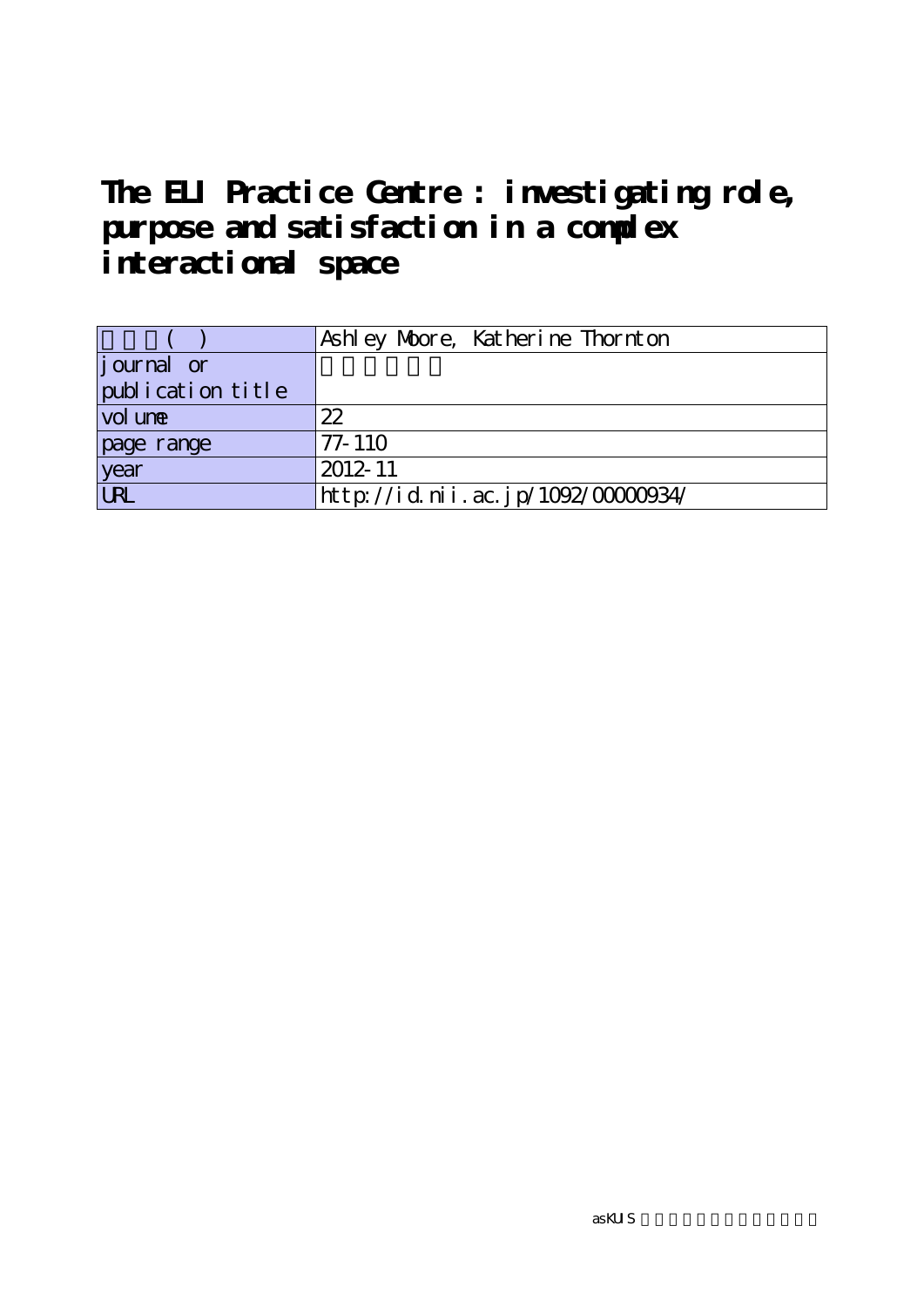# The ELI Practice Centre : investigating role, purpose and satisfaction in a complex interactional space

| 著者名(英) | Ashley Moore, Katherine Thornton |
|---|---|
| journal or publication title | |
| volume | 22 |
| page range | 77-110 |
| year | 2012-11 |
| URL | http://id.nii.ac.jp/1092/00000934/ |

asKUIS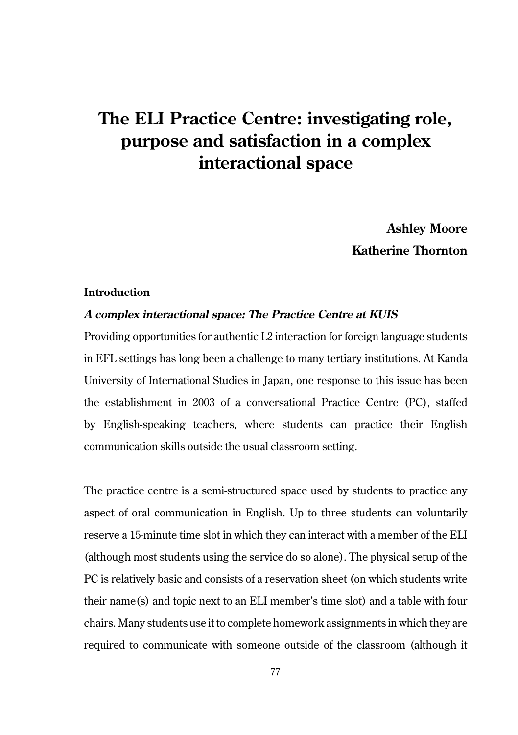# The ELI Practice Centre: investigating role, purpose and satisfaction in a complex interactional space

**Ashley Moore**

**Katherine Thornton**

## Introduction

### *A complex interactional space: The Practice Centre at KUIS*

Providing opportunities for authentic L2 interaction for foreign language students in EFL settings has long been a challenge to many tertiary institutions. At Kanda University of International Studies in Japan, one response to this issue has been the establishment in 2003 of a conversational Practice Centre (PC), staffed by English-speaking teachers, where students can practice their English communication skills outside the usual classroom setting.

The practice centre is a semi-structured space used by students to practice any aspect of oral communication in English. Up to three students can voluntarily reserve a 15-minute time slot in which they can interact with a member of the ELI (although most students using the service do so alone). The physical setup of the PC is relatively basic and consists of a reservation sheet (on which students write their name(s) and topic next to an ELI member's time slot) and a table with four chairs. Many students use it to complete homework assignments in which they are required to communicate with someone outside of the classroom (although it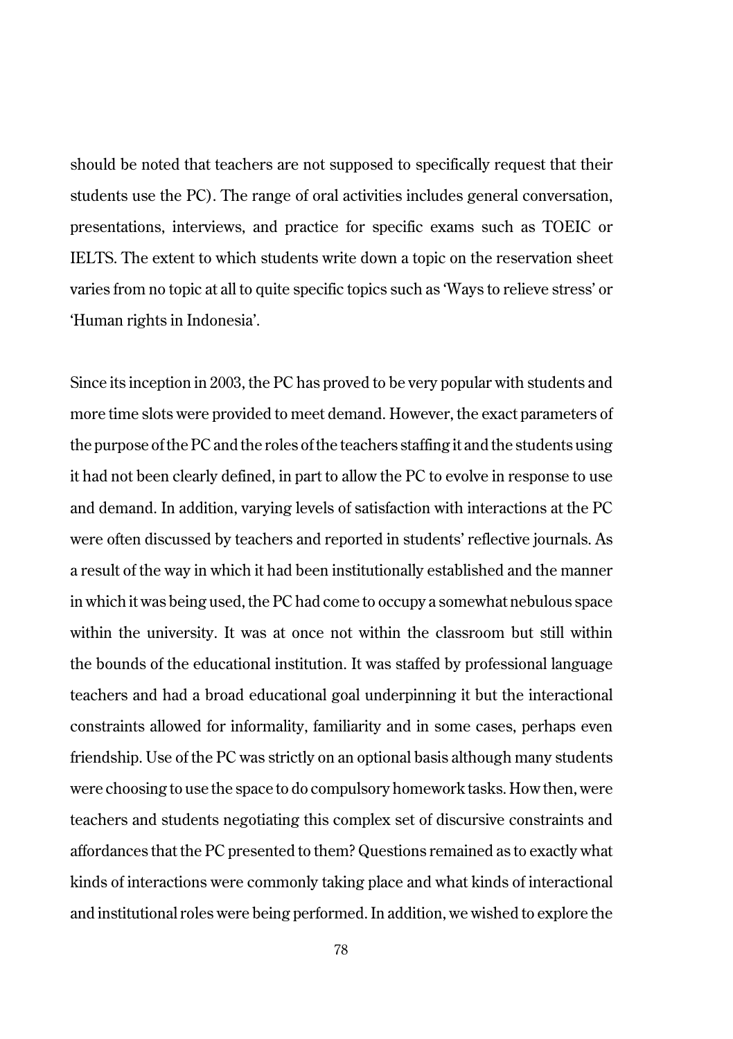should be noted that teachers are not supposed to specifically request that their students use the PC). The range of oral activities includes general conversation, presentations, interviews, and practice for specific exams such as TOEIC or IELTS. The extent to which students write down a topic on the reservation sheet varies from no topic at all to quite specific topics such as 'Ways to relieve stress' or 'Human rights in Indonesia'.

Since its inception in 2003, the PC has proved to be very popular with students and more time slots were provided to meet demand. However, the exact parameters of the purpose of the PC and the roles of the teachers staffing it and the students using it had not been clearly defined, in part to allow the PC to evolve in response to use and demand. In addition, varying levels of satisfaction with interactions at the PC were often discussed by teachers and reported in students' reflective journals. As a result of the way in which it had been institutionally established and the manner in which it was being used, the PC had come to occupy a somewhat nebulous space within the university. It was at once not within the classroom but still within the bounds of the educational institution. It was staffed by professional language teachers and had a broad educational goal underpinning it but the interactional constraints allowed for informality, familiarity and in some cases, perhaps even friendship. Use of the PC was strictly on an optional basis although many students were choosing to use the space to do compulsory homework tasks. How then, were teachers and students negotiating this complex set of discursive constraints and affordances that the PC presented to them? Questions remained as to exactly what kinds of interactions were commonly taking place and what kinds of interactional and institutional roles were being performed. In addition, we wished to explore the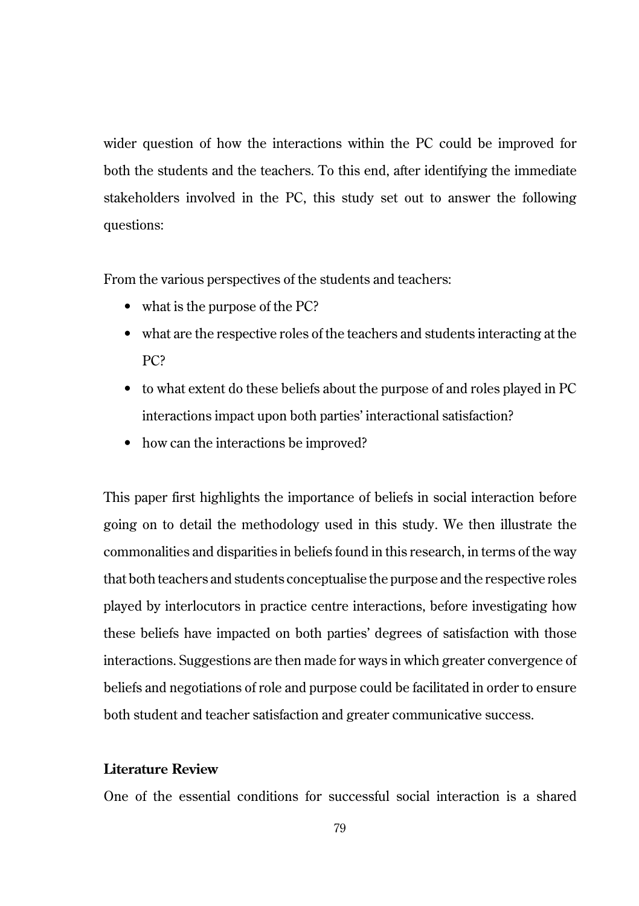wider question of how the interactions within the PC could be improved for both the students and the teachers. To this end, after identifying the immediate stakeholders involved in the PC, this study set out to answer the following questions:

From the various perspectives of the students and teachers:

- what is the purpose of the PC?
- what are the respective roles of the teachers and students interacting at the PC?
- to what extent do these beliefs about the purpose of and roles played in PC interactions impact upon both parties' interactional satisfaction?
- how can the interactions be improved?

This paper first highlights the importance of beliefs in social interaction before going on to detail the methodology used in this study. We then illustrate the commonalities and disparities in beliefs found in this research, in terms of the way that both teachers and students conceptualise the purpose and the respective roles played by interlocutors in practice centre interactions, before investigating how these beliefs have impacted on both parties' degrees of satisfaction with those interactions. Suggestions are then made for ways in which greater convergence of beliefs and negotiations of role and purpose could be facilitated in order to ensure both student and teacher satisfaction and greater communicative success.

**Literature Review**

One of the essential conditions for successful social interaction is a shared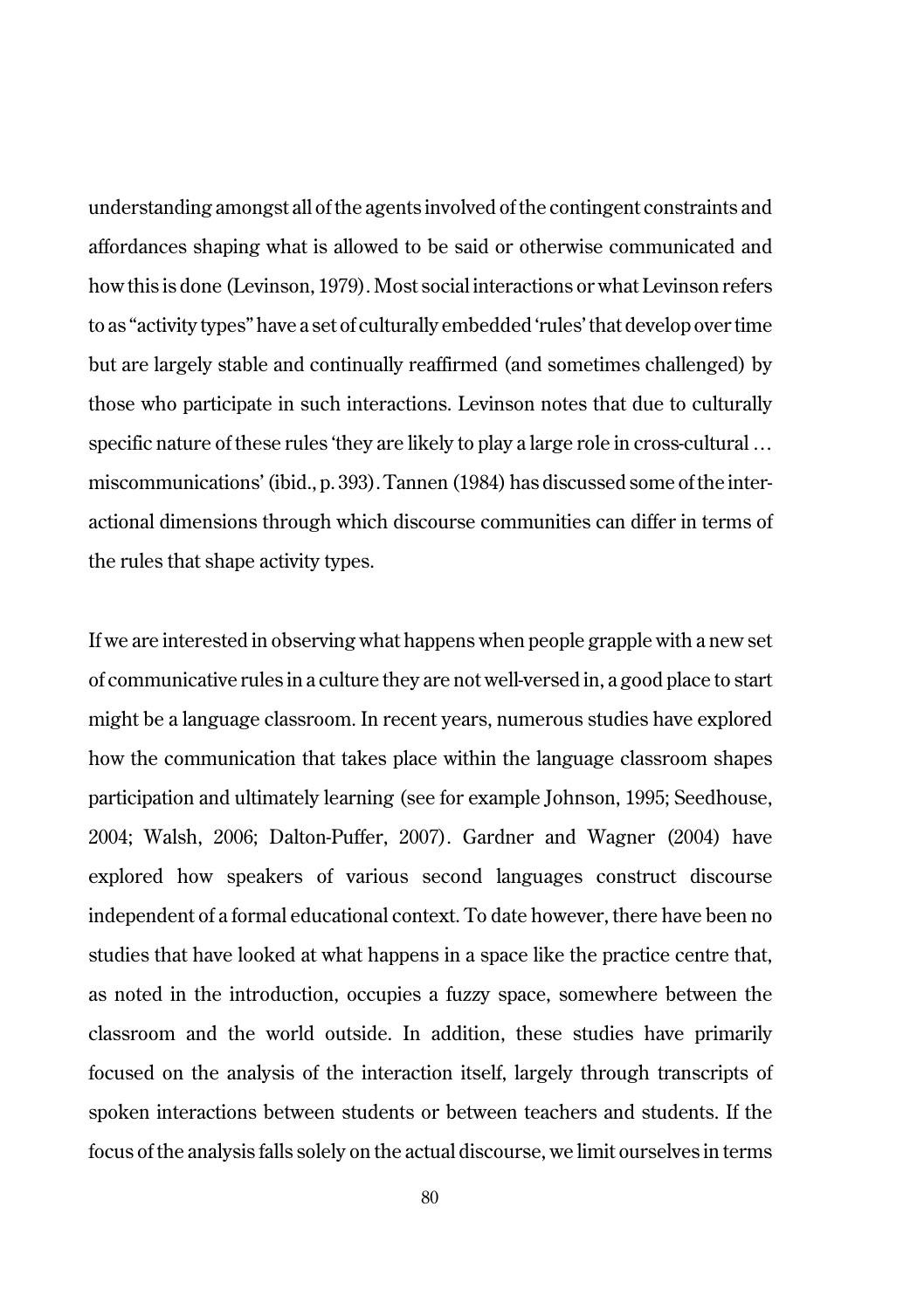understanding amongst all of the agents involved of the contingent constraints and affordances shaping what is allowed to be said or otherwise communicated and how this is done (Levinson, 1979). Most social interactions or what Levinson refers to as "activity types" have a set of culturally embedded 'rules' that develop over time but are largely stable and continually reaffirmed (and sometimes challenged) by those who participate in such interactions. Levinson notes that due to culturally specific nature of these rules 'they are likely to play a large role in cross-cultural … miscommunications' (ibid., p. 393). Tannen (1984) has discussed some of the interactional dimensions through which discourse communities can differ in terms of the rules that shape activity types.

If we are interested in observing what happens when people grapple with a new set of communicative rules in a culture they are not well-versed in, a good place to start might be a language classroom. In recent years, numerous studies have explored how the communication that takes place within the language classroom shapes participation and ultimately learning (see for example Johnson, 1995; Seedhouse, 2004; Walsh, 2006; Dalton-Puffer, 2007). Gardner and Wagner (2004) have explored how speakers of various second languages construct discourse independent of a formal educational context. To date however, there have been no studies that have looked at what happens in a space like the practice centre that, as noted in the introduction, occupies a fuzzy space, somewhere between the classroom and the world outside. In addition, these studies have primarily focused on the analysis of the interaction itself, largely through transcripts of spoken interactions between students or between teachers and students. If the focus of the analysis falls solely on the actual discourse, we limit ourselves in terms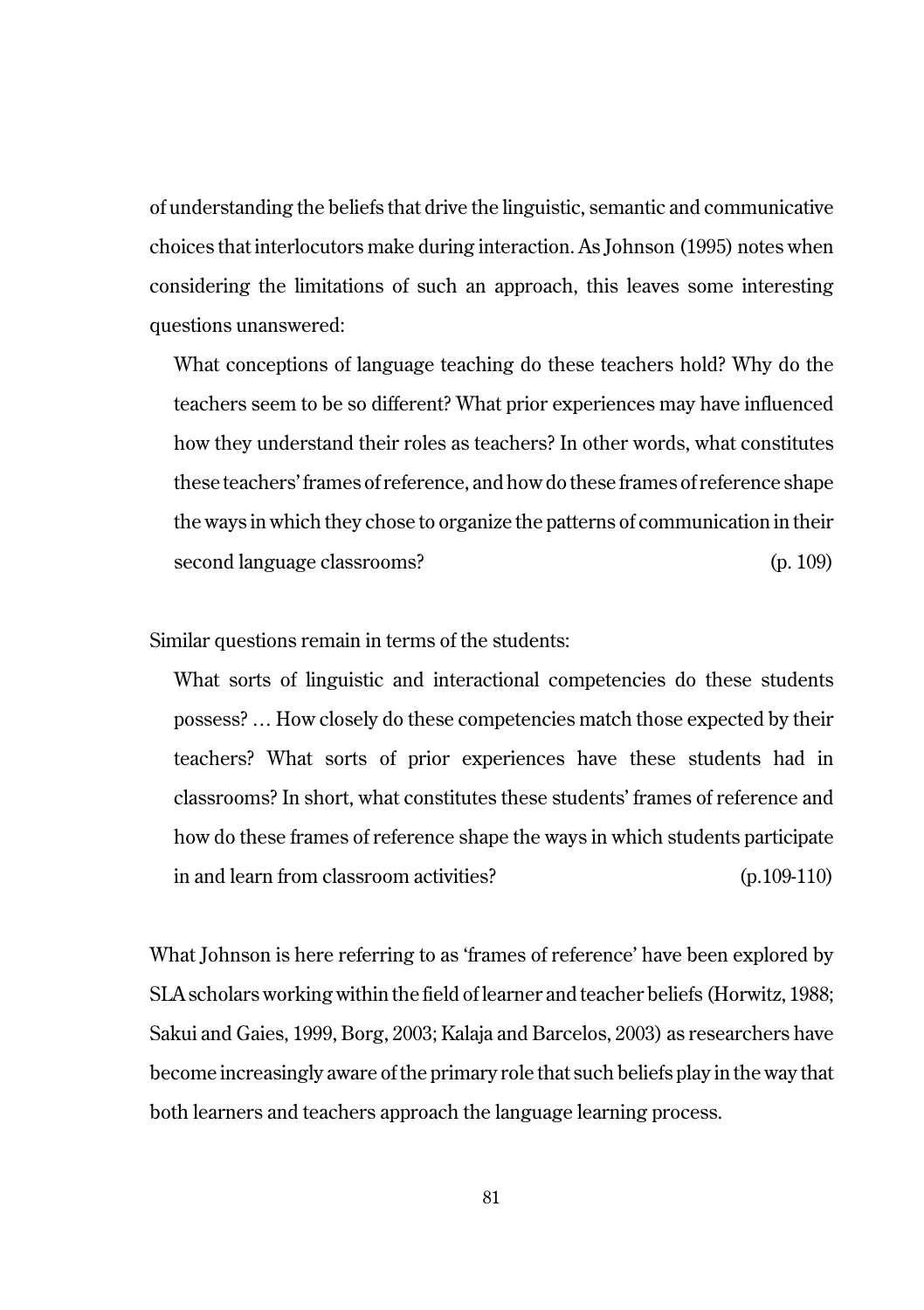of understanding the beliefs that drive the linguistic, semantic and communicative choices that interlocutors make during interaction. As Johnson (1995) notes when considering the limitations of such an approach, this leaves some interesting questions unanswered:

> What conceptions of language teaching do these teachers hold? Why do the teachers seem to be so different? What prior experiences may have influenced how they understand their roles as teachers? In other words, what constitutes these teachers' frames of reference, and how do these frames of reference shape the ways in which they chose to organize the patterns of communication in their second language classrooms? (p. 109)

Similar questions remain in terms of the students:

> What sorts of linguistic and interactional competencies do these students possess? … How closely do these competencies match those expected by their teachers? What sorts of prior experiences have these students had in classrooms? In short, what constitutes these students' frames of reference and how do these frames of reference shape the ways in which students participate in and learn from classroom activities? (p.109-110)

What Johnson is here referring to as 'frames of reference' have been explored by SLA scholars working within the field of learner and teacher beliefs (Horwitz, 1988; Sakui and Gaies, 1999, Borg, 2003; Kalaja and Barcelos, 2003) as researchers have become increasingly aware of the primary role that such beliefs play in the way that both learners and teachers approach the language learning process.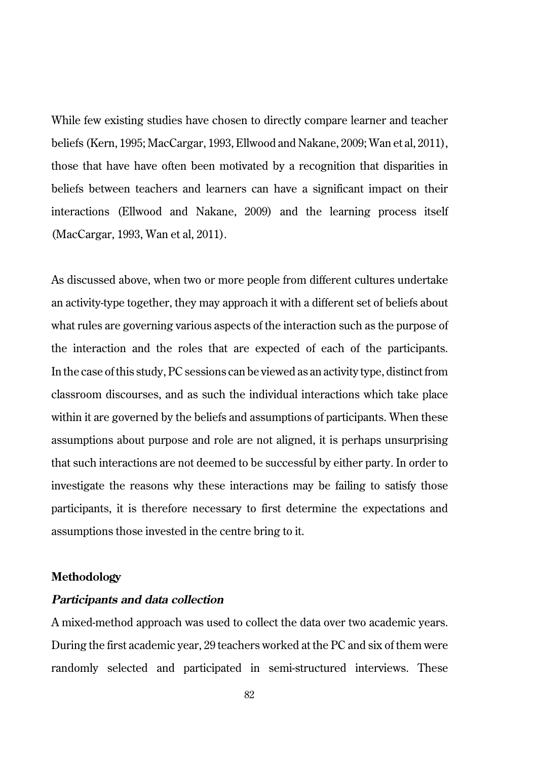While few existing studies have chosen to directly compare learner and teacher beliefs (Kern, 1995; MacCargar, 1993, Ellwood and Nakane, 2009; Wan et al, 2011), those that have have often been motivated by a recognition that disparities in beliefs between teachers and learners can have a significant impact on their interactions (Ellwood and Nakane, 2009) and the learning process itself (MacCargar, 1993, Wan et al, 2011).

As discussed above, when two or more people from different cultures undertake an activity-type together, they may approach it with a different set of beliefs about what rules are governing various aspects of the interaction such as the purpose of the interaction and the roles that are expected of each of the participants. In the case of this study, PC sessions can be viewed as an activity type, distinct from classroom discourses, and as such the individual interactions which take place within it are governed by the beliefs and assumptions of participants. When these assumptions about purpose and role are not aligned, it is perhaps unsurprising that such interactions are not deemed to be successful by either party. In order to investigate the reasons why these interactions may be failing to satisfy those participants, it is therefore necessary to first determine the expectations and assumptions those invested in the centre bring to it.

## Methodology

### *Participants and data collection*

A mixed-method approach was used to collect the data over two academic years. During the first academic year, 29 teachers worked at the PC and six of them were randomly selected and participated in semi-structured interviews. These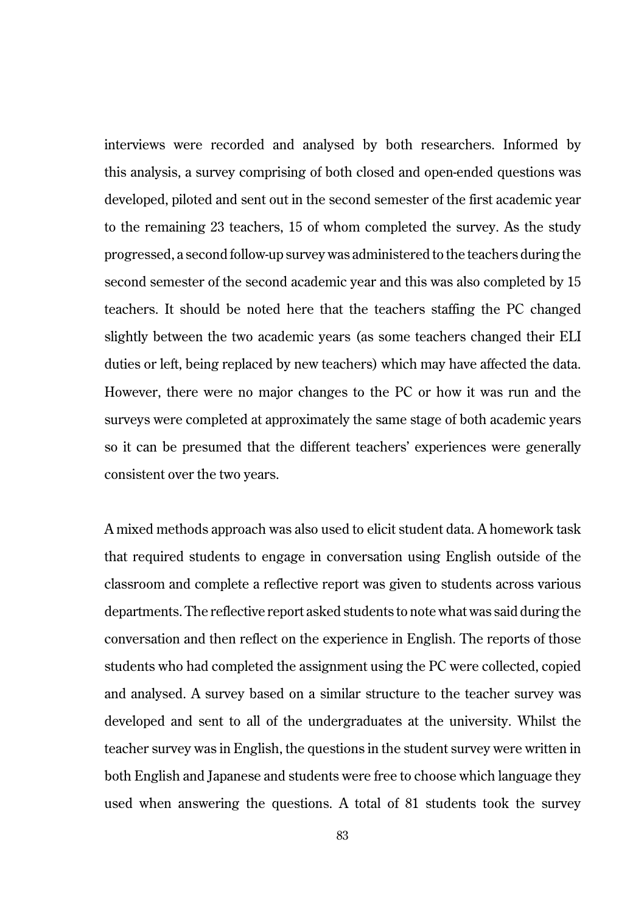interviews were recorded and analysed by both researchers. Informed by this analysis, a survey comprising of both closed and open-ended questions was developed, piloted and sent out in the second semester of the first academic year to the remaining 23 teachers, 15 of whom completed the survey. As the study progressed, a second follow-up survey was administered to the teachers during the second semester of the second academic year and this was also completed by 15 teachers. It should be noted here that the teachers staffing the PC changed slightly between the two academic years (as some teachers changed their ELI duties or left, being replaced by new teachers) which may have affected the data. However, there were no major changes to the PC or how it was run and the surveys were completed at approximately the same stage of both academic years so it can be presumed that the different teachers' experiences were generally consistent over the two years.

A mixed methods approach was also used to elicit student data. A homework task that required students to engage in conversation using English outside of the classroom and complete a reflective report was given to students across various departments. The reflective report asked students to note what was said during the conversation and then reflect on the experience in English. The reports of those students who had completed the assignment using the PC were collected, copied and analysed. A survey based on a similar structure to the teacher survey was developed and sent to all of the undergraduates at the university. Whilst the teacher survey was in English, the questions in the student survey were written in both English and Japanese and students were free to choose which language they used when answering the questions. A total of 81 students took the survey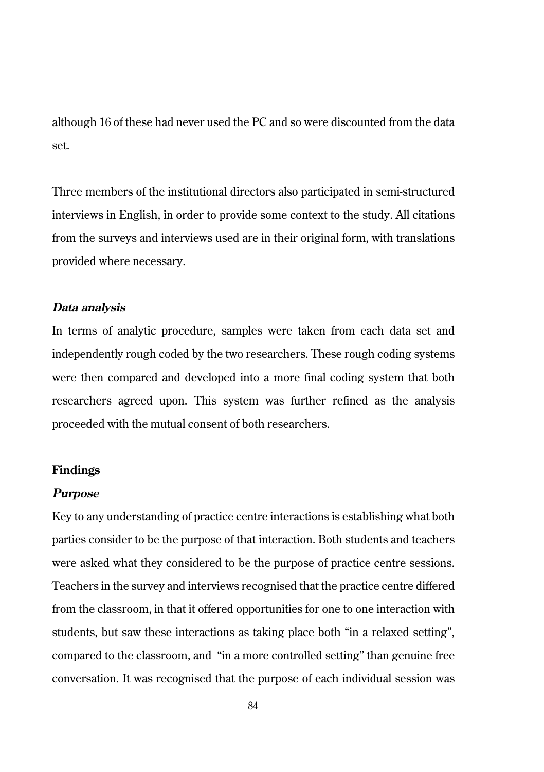although 16 of these had never used the PC and so were discounted from the data set.

Three members of the institutional directors also participated in semi-structured interviews in English, in order to provide some context to the study. All citations from the surveys and interviews used are in their original form, with translations provided where necessary.

### *Data analysis*

In terms of analytic procedure, samples were taken from each data set and independently rough coded by the two researchers. These rough coding systems were then compared and developed into a more final coding system that both researchers agreed upon. This system was further refined as the analysis proceeded with the mutual consent of both researchers.

## Findings

### *Purpose*

Key to any understanding of practice centre interactions is establishing what both parties consider to be the purpose of that interaction. Both students and teachers were asked what they considered to be the purpose of practice centre sessions. Teachers in the survey and interviews recognised that the practice centre differed from the classroom, in that it offered opportunities for one to one interaction with students, but saw these interactions as taking place both "in a relaxed setting", compared to the classroom, and "in a more controlled setting" than genuine free conversation. It was recognised that the purpose of each individual session was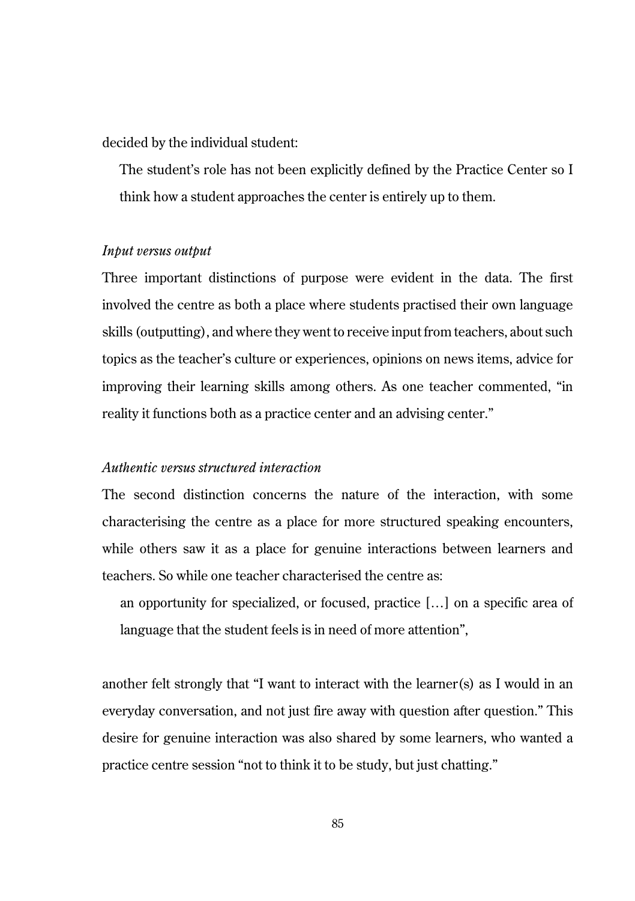decided by the individual student:

> The student's role has not been explicitly defined by the Practice Center so I think how a student approaches the center is entirely up to them.

*Input versus output*

Three important distinctions of purpose were evident in the data. The first involved the centre as both a place where students practised their own language skills (outputting), and where they went to receive input from teachers, about such topics as the teacher's culture or experiences, opinions on news items, advice for improving their learning skills among others. As one teacher commented, "in reality it functions both as a practice center and an advising center."

*Authentic versus structured interaction*

The second distinction concerns the nature of the interaction, with some characterising the centre as a place for more structured speaking encounters, while others saw it as a place for genuine interactions between learners and teachers. So while one teacher characterised the centre as:

> an opportunity for specialized, or focused, practice [...] on a specific area of language that the student feels is in need of more attention",

another felt strongly that "I want to interact with the learner(s) as I would in an everyday conversation, and not just fire away with question after question." This desire for genuine interaction was also shared by some learners, who wanted a practice centre session "not to think it to be study, but just chatting."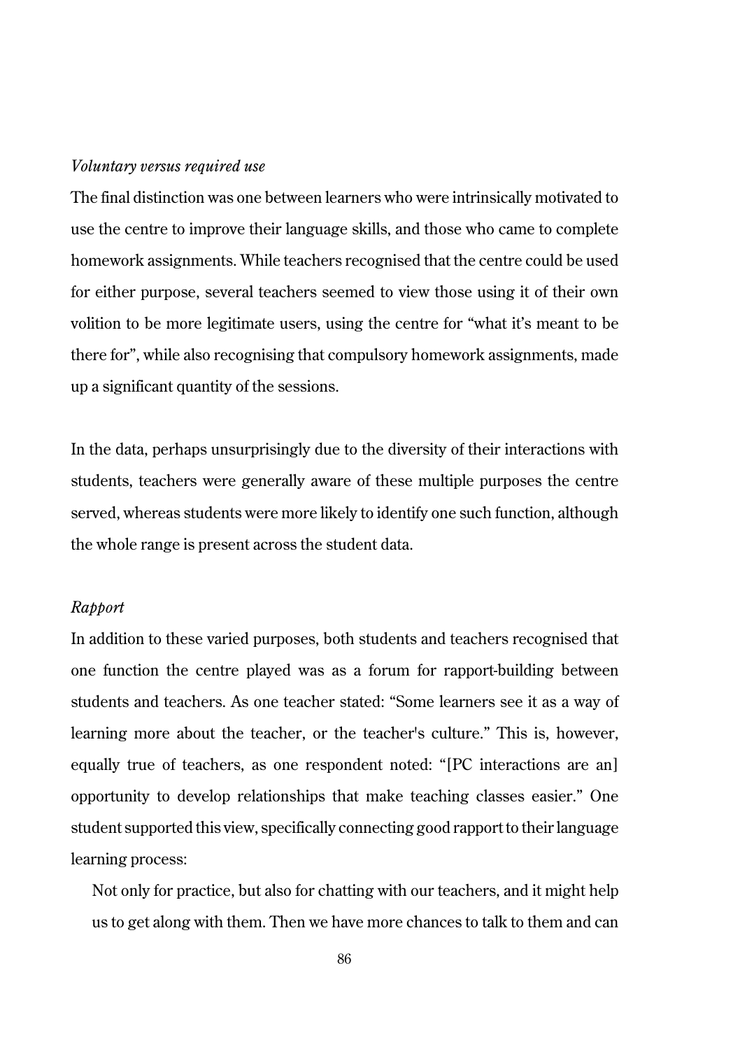*Voluntary versus required use*

The final distinction was one between learners who were intrinsically motivated to use the centre to improve their language skills, and those who came to complete homework assignments. While teachers recognised that the centre could be used for either purpose, several teachers seemed to view those using it of their own volition to be more legitimate users, using the centre for "what it's meant to be there for", while also recognising that compulsory homework assignments, made up a significant quantity of the sessions.

In the data, perhaps unsurprisingly due to the diversity of their interactions with students, teachers were generally aware of these multiple purposes the centre served, whereas students were more likely to identify one such function, although the whole range is present across the student data.

*Rapport*

In addition to these varied purposes, both students and teachers recognised that one function the centre played was as a forum for rapport-building between students and teachers. As one teacher stated: "Some learners see it as a way of learning more about the teacher, or the teacher's culture." This is, however, equally true of teachers, as one respondent noted: "[PC interactions are an] opportunity to develop relationships that make teaching classes easier." One student supported this view, specifically connecting good rapport to their language learning process:

> Not only for practice, but also for chatting with our teachers, and it might help us to get along with them. Then we have more chances to talk to them and can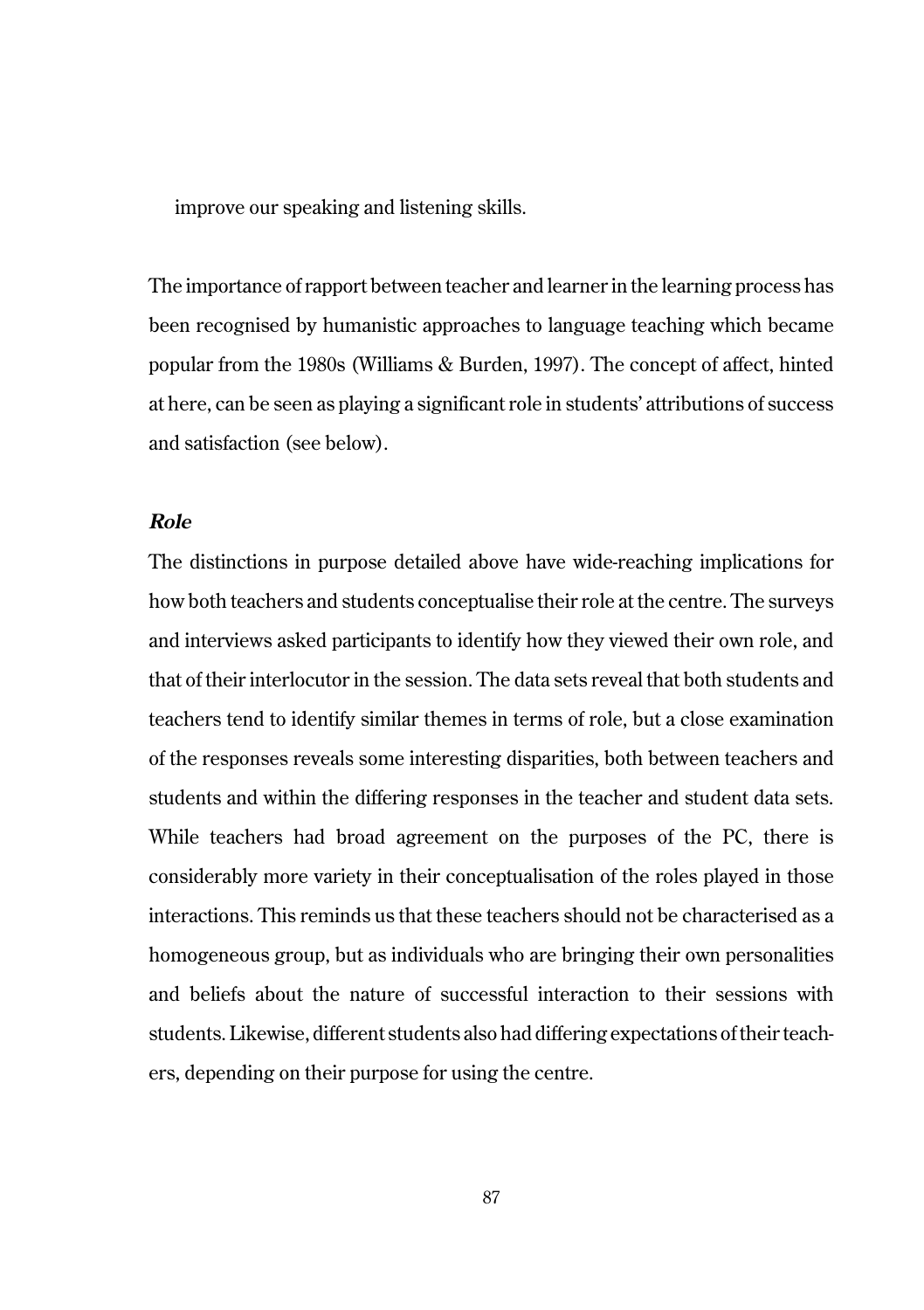improve our speaking and listening skills.

The importance of rapport between teacher and learner in the learning process has been recognised by humanistic approaches to language teaching which became popular from the 1980s (Williams & Burden, 1997). The concept of affect, hinted at here, can be seen as playing a significant role in students' attributions of success and satisfaction (see below).

### *Role*

The distinctions in purpose detailed above have wide-reaching implications for how both teachers and students conceptualise their role at the centre. The surveys and interviews asked participants to identify how they viewed their own role, and that of their interlocutor in the session. The data sets reveal that both students and teachers tend to identify similar themes in terms of role, but a close examination of the responses reveals some interesting disparities, both between teachers and students and within the differing responses in the teacher and student data sets. While teachers had broad agreement on the purposes of the PC, there is considerably more variety in their conceptualisation of the roles played in those interactions. This reminds us that these teachers should not be characterised as a homogeneous group, but as individuals who are bringing their own personalities and beliefs about the nature of successful interaction to their sessions with students. Likewise, different students also had differing expectations of their teachers, depending on their purpose for using the centre.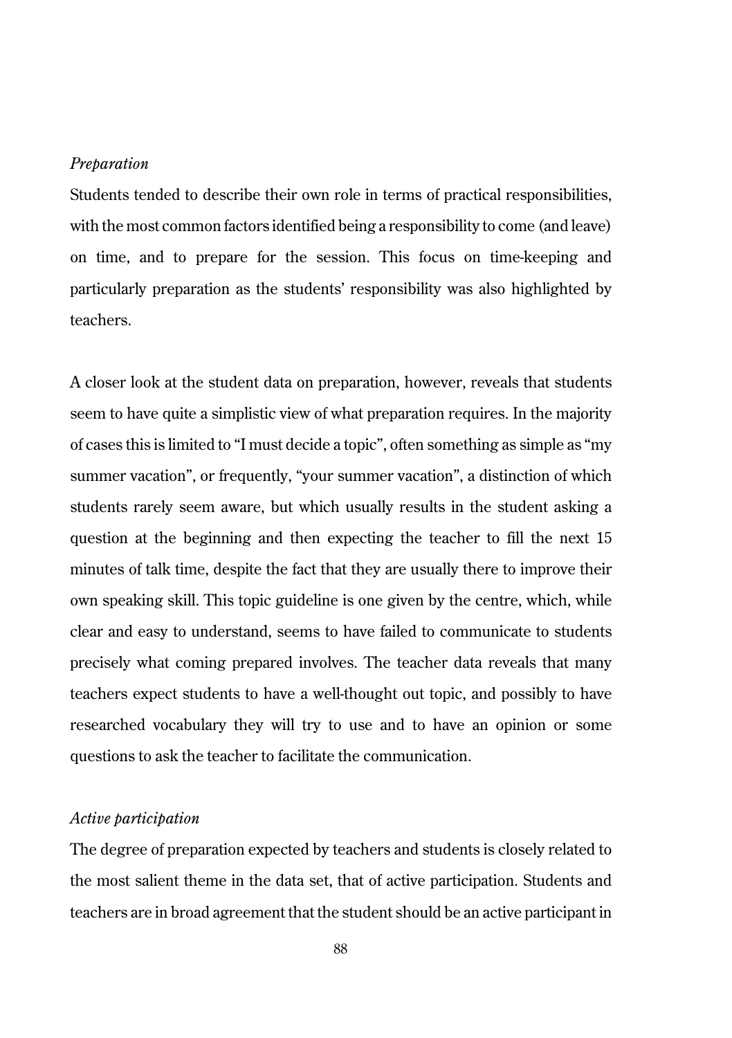*Preparation*

Students tended to describe their own role in terms of practical responsibilities, with the most common factors identified being a responsibility to come (and leave) on time, and to prepare for the session. This focus on time-keeping and particularly preparation as the students' responsibility was also highlighted by teachers.

A closer look at the student data on preparation, however, reveals that students seem to have quite a simplistic view of what preparation requires. In the majority of cases this is limited to "I must decide a topic", often something as simple as "my summer vacation", or frequently, "your summer vacation", a distinction of which students rarely seem aware, but which usually results in the student asking a question at the beginning and then expecting the teacher to fill the next 15 minutes of talk time, despite the fact that they are usually there to improve their own speaking skill. This topic guideline is one given by the centre, which, while clear and easy to understand, seems to have failed to communicate to students precisely what coming prepared involves. The teacher data reveals that many teachers expect students to have a well-thought out topic, and possibly to have researched vocabulary they will try to use and to have an opinion or some questions to ask the teacher to facilitate the communication.

*Active participation*

The degree of preparation expected by teachers and students is closely related to the most salient theme in the data set, that of active participation. Students and teachers are in broad agreement that the student should be an active participant in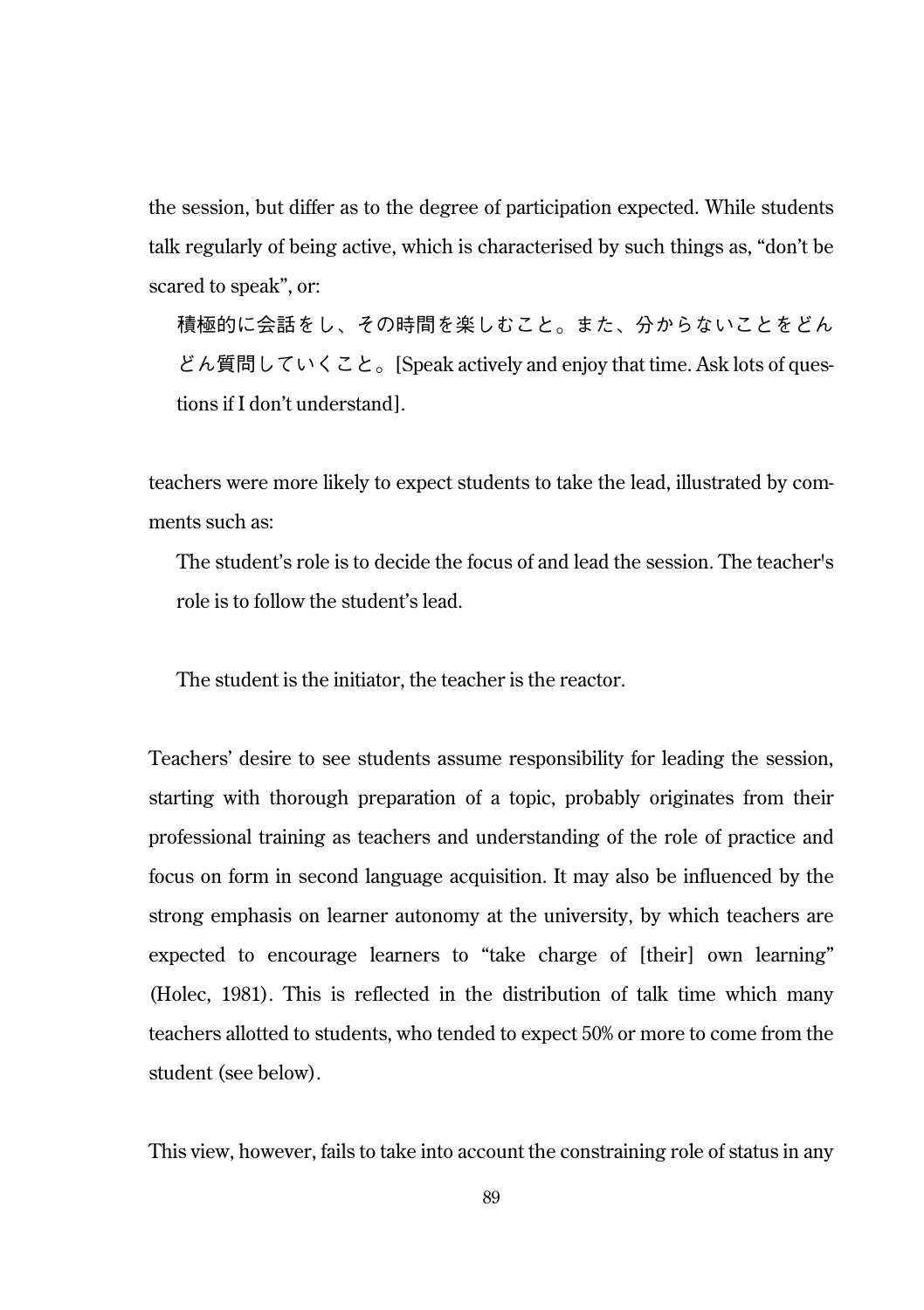the session, but differ as to the degree of participation expected. While students talk regularly of being active, which is characterised by such things as, "don't be scared to speak", or:

> 積極的に会話をし、その時間を楽しむこと。また、分からないことをどんどん質問していくこと。[Speak actively and enjoy that time. Ask lots of questions if I don't understand].

teachers were more likely to expect students to take the lead, illustrated by comments such as:

> The student's role is to decide the focus of and lead the session. The teacher's role is to follow the student's lead.

> The student is the initiator, the teacher is the reactor.

Teachers' desire to see students assume responsibility for leading the session, starting with thorough preparation of a topic, probably originates from their professional training as teachers and understanding of the role of practice and focus on form in second language acquisition. It may also be influenced by the strong emphasis on learner autonomy at the university, by which teachers are expected to encourage learners to "take charge of [their] own learning" (Holec, 1981). This is reflected in the distribution of talk time which many teachers allotted to students, who tended to expect 50% or more to come from the student (see below).

This view, however, fails to take into account the constraining role of status in any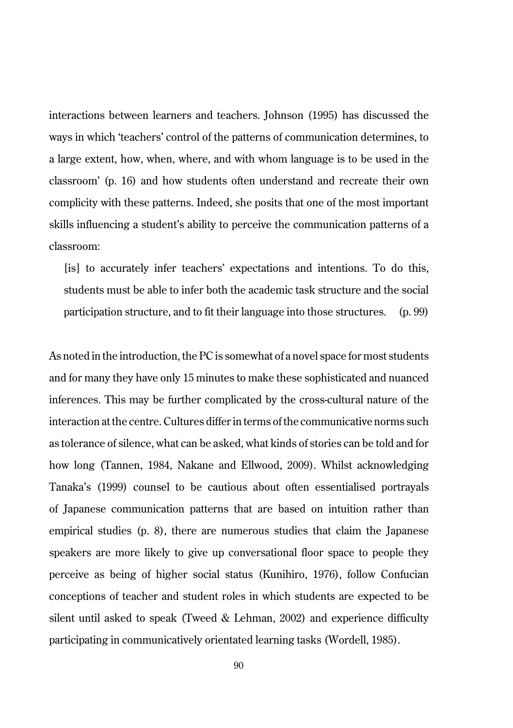interactions between learners and teachers. Johnson (1995) has discussed the ways in which 'teachers' control of the patterns of communication determines, to a large extent, how, when, where, and with whom language is to be used in the classroom' (p. 16) and how students often understand and recreate their own complicity with these patterns. Indeed, she posits that one of the most important skills influencing a student's ability to perceive the communication patterns of a classroom:

> [is] to accurately infer teachers' expectations and intentions. To do this, students must be able to infer both the academic task structure and the social participation structure, and to fit their language into those structures. (p. 99)

As noted in the introduction, the PC is somewhat of a novel space for most students and for many they have only 15 minutes to make these sophisticated and nuanced inferences. This may be further complicated by the cross-cultural nature of the interaction at the centre. Cultures differ in terms of the communicative norms such as tolerance of silence, what can be asked, what kinds of stories can be told and for how long (Tannen, 1984, Nakane and Ellwood, 2009). Whilst acknowledging Tanaka's (1999) counsel to be cautious about often essentialised portrayals of Japanese communication patterns that are based on intuition rather than empirical studies (p. 8), there are numerous studies that claim the Japanese speakers are more likely to give up conversational floor space to people they perceive as being of higher social status (Kunihiro, 1976), follow Confucian conceptions of teacher and student roles in which students are expected to be silent until asked to speak (Tweed & Lehman, 2002) and experience difficulty participating in communicatively orientated learning tasks (Wordell, 1985).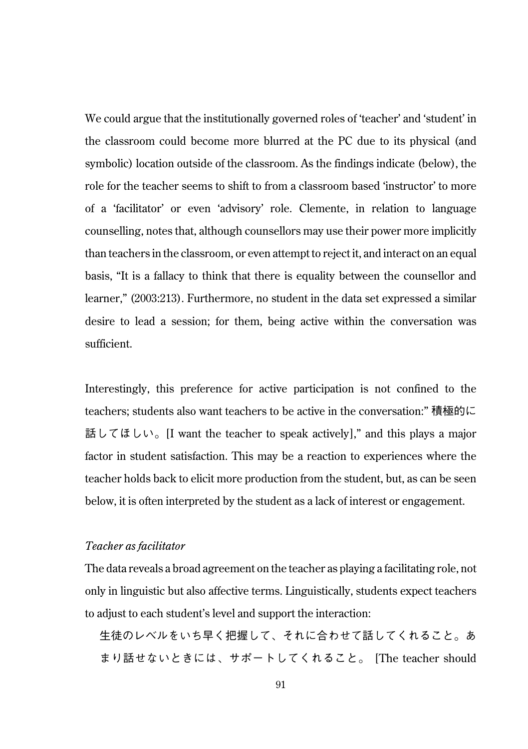We could argue that the institutionally governed roles of 'teacher' and 'student' in the classroom could become more blurred at the PC due to its physical (and symbolic) location outside of the classroom. As the findings indicate (below), the role for the teacher seems to shift to from a classroom based 'instructor' to more of a 'facilitator' or even 'advisory' role. Clemente, in relation to language counselling, notes that, although counsellors may use their power more implicitly than teachers in the classroom, or even attempt to reject it, and interact on an equal basis, "It is a fallacy to think that there is equality between the counsellor and learner," (2003:213). Furthermore, no student in the data set expressed a similar desire to lead a session; for them, being active within the conversation was sufficient.

Interestingly, this preference for active participation is not confined to the teachers; students also want teachers to be active in the conversation:" 積極的に話してほしい。[I want the teacher to speak actively]," and this plays a major factor in student satisfaction. This may be a reaction to experiences where the teacher holds back to elicit more production from the student, but, as can be seen below, it is often interpreted by the student as a lack of interest or engagement.

*Teacher as facilitator*

The data reveals a broad agreement on the teacher as playing a facilitating role, not only in linguistic but also affective terms. Linguistically, students expect teachers to adjust to each student's level and support the interaction:

> 生徒のレベルをいち早く把握して、それに合わせて話してくれること。あまり話せないときには、サポートしてくれること。 [The teacher should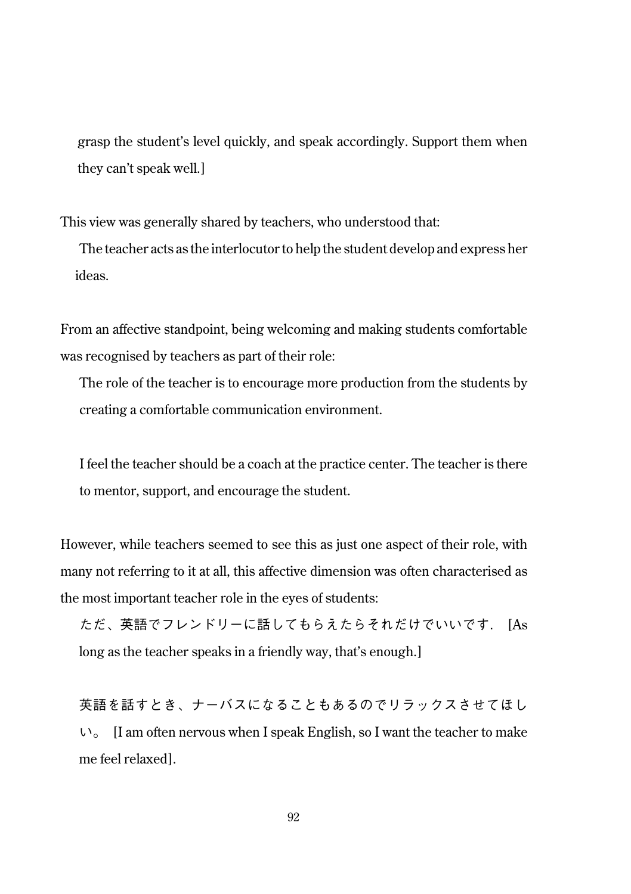grasp the student's level quickly, and speak accordingly. Support them when they can't speak well.]

This view was generally shared by teachers, who understood that:

> The teacher acts as the interlocutor to help the student develop and express her ideas.

From an affective standpoint, being welcoming and making students comfortable was recognised by teachers as part of their role:

> The role of the teacher is to encourage more production from the students by creating a comfortable communication environment.
>
> I feel the teacher should be a coach at the practice center. The teacher is there to mentor, support, and encourage the student.

However, while teachers seemed to see this as just one aspect of their role, with many not referring to it at all, this affective dimension was often characterised as the most important teacher role in the eyes of students:

> ただ、英語でフレンドリーに話してもらえたらそれだけでいいです. [As long as the teacher speaks in a friendly way, that's enough.]
>
> 英語を話すとき、ナーバスになることもあるのでリラックスさせてほしい。 [I am often nervous when I speak English, so I want the teacher to make me feel relaxed].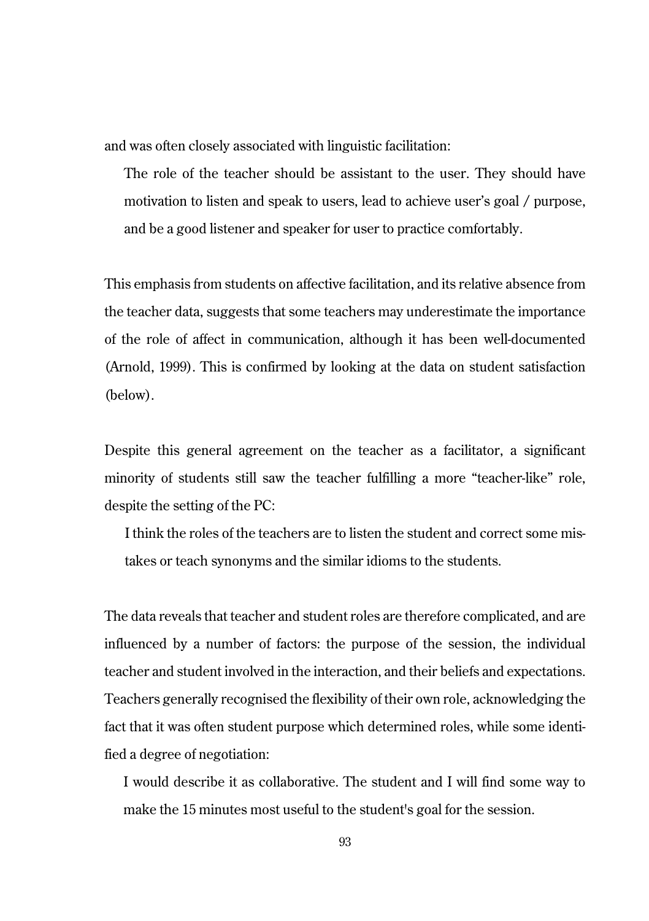and was often closely associated with linguistic facilitation:

> The role of the teacher should be assistant to the user. They should have motivation to listen and speak to users, lead to achieve user's goal / purpose, and be a good listener and speaker for user to practice comfortably.

This emphasis from students on affective facilitation, and its relative absence from the teacher data, suggests that some teachers may underestimate the importance of the role of affect in communication, although it has been well-documented (Arnold, 1999). This is confirmed by looking at the data on student satisfaction (below).

Despite this general agreement on the teacher as a facilitator, a significant minority of students still saw the teacher fulfilling a more "teacher-like" role, despite the setting of the PC:

> I think the roles of the teachers are to listen the student and correct some mistakes or teach synonyms and the similar idioms to the students.

The data reveals that teacher and student roles are therefore complicated, and are influenced by a number of factors: the purpose of the session, the individual teacher and student involved in the interaction, and their beliefs and expectations. Teachers generally recognised the flexibility of their own role, acknowledging the fact that it was often student purpose which determined roles, while some identified a degree of negotiation:

> I would describe it as collaborative. The student and I will find some way to make the 15 minutes most useful to the student's goal for the session.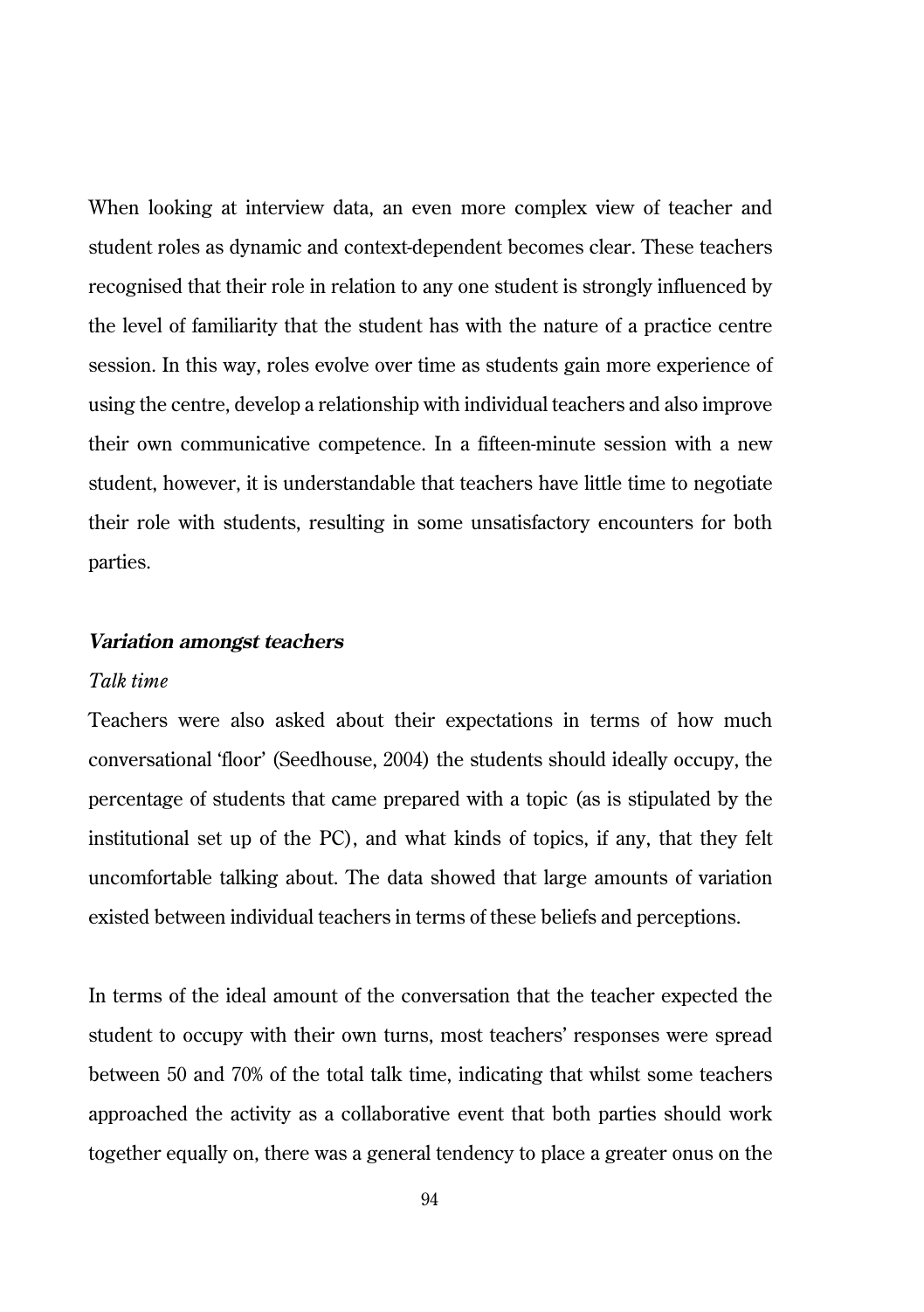When looking at interview data, an even more complex view of teacher and student roles as dynamic and context-dependent becomes clear. These teachers recognised that their role in relation to any one student is strongly influenced by the level of familiarity that the student has with the nature of a practice centre session. In this way, roles evolve over time as students gain more experience of using the centre, develop a relationship with individual teachers and also improve their own communicative competence. In a fifteen-minute session with a new student, however, it is understandable that teachers have little time to negotiate their role with students, resulting in some unsatisfactory encounters for both parties.

### ***Variation amongst teachers***

*Talk time*

Teachers were also asked about their expectations in terms of how much conversational 'floor' (Seedhouse, 2004) the students should ideally occupy, the percentage of students that came prepared with a topic (as is stipulated by the institutional set up of the PC), and what kinds of topics, if any, that they felt uncomfortable talking about. The data showed that large amounts of variation existed between individual teachers in terms of these beliefs and perceptions.

In terms of the ideal amount of the conversation that the teacher expected the student to occupy with their own turns, most teachers' responses were spread between 50 and 70% of the total talk time, indicating that whilst some teachers approached the activity as a collaborative event that both parties should work together equally on, there was a general tendency to place a greater onus on the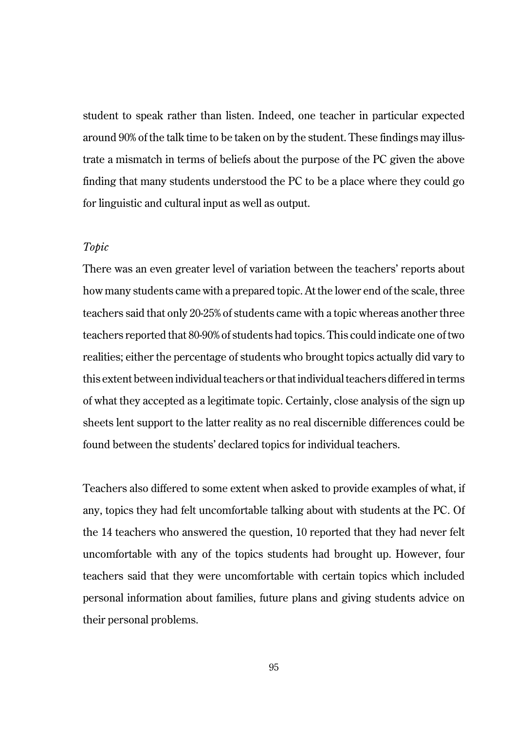student to speak rather than listen. Indeed, one teacher in particular expected around 90% of the talk time to be taken on by the student. These findings may illustrate a mismatch in terms of beliefs about the purpose of the PC given the above finding that many students understood the PC to be a place where they could go for linguistic and cultural input as well as output.

*Topic*

There was an even greater level of variation between the teachers' reports about how many students came with a prepared topic. At the lower end of the scale, three teachers said that only 20-25% of students came with a topic whereas another three teachers reported that 80-90% of students had topics. This could indicate one of two realities; either the percentage of students who brought topics actually did vary to this extent between individual teachers or that individual teachers differed in terms of what they accepted as a legitimate topic. Certainly, close analysis of the sign up sheets lent support to the latter reality as no real discernible differences could be found between the students' declared topics for individual teachers.

Teachers also differed to some extent when asked to provide examples of what, if any, topics they had felt uncomfortable talking about with students at the PC. Of the 14 teachers who answered the question, 10 reported that they had never felt uncomfortable with any of the topics students had brought up. However, four teachers said that they were uncomfortable with certain topics which included personal information about families, future plans and giving students advice on their personal problems.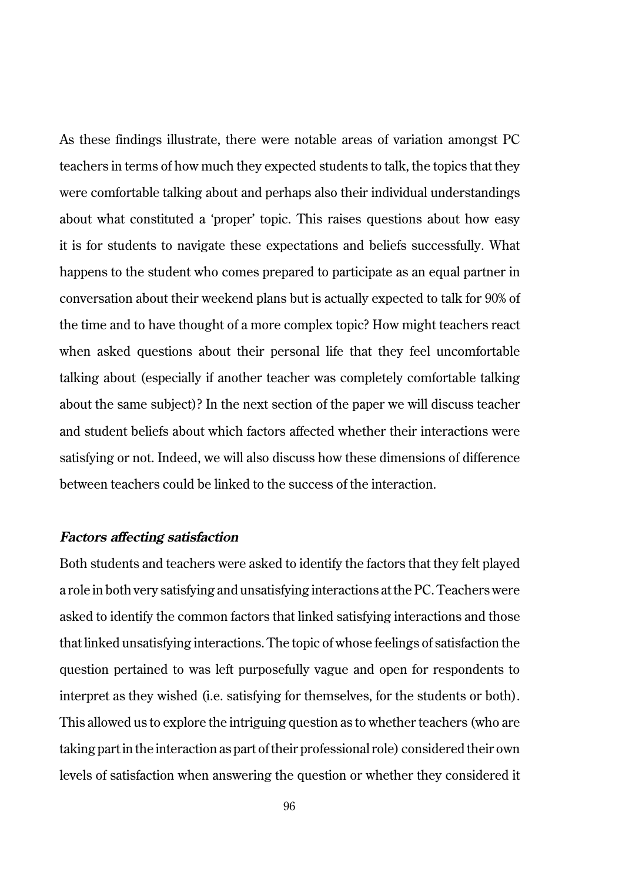As these findings illustrate, there were notable areas of variation amongst PC teachers in terms of how much they expected students to talk, the topics that they were comfortable talking about and perhaps also their individual understandings about what constituted a 'proper' topic. This raises questions about how easy it is for students to navigate these expectations and beliefs successfully. What happens to the student who comes prepared to participate as an equal partner in conversation about their weekend plans but is actually expected to talk for 90% of the time and to have thought of a more complex topic? How might teachers react when asked questions about their personal life that they feel uncomfortable talking about (especially if another teacher was completely comfortable talking about the same subject)? In the next section of the paper we will discuss teacher and student beliefs about which factors affected whether their interactions were satisfying or not. Indeed, we will also discuss how these dimensions of difference between teachers could be linked to the success of the interaction.

### *Factors affecting satisfaction*

Both students and teachers were asked to identify the factors that they felt played a role in both very satisfying and unsatisfying interactions at the PC. Teachers were asked to identify the common factors that linked satisfying interactions and those that linked unsatisfying interactions. The topic of whose feelings of satisfaction the question pertained to was left purposefully vague and open for respondents to interpret as they wished (i.e. satisfying for themselves, for the students or both). This allowed us to explore the intriguing question as to whether teachers (who are taking part in the interaction as part of their professional role) considered their own levels of satisfaction when answering the question or whether they considered it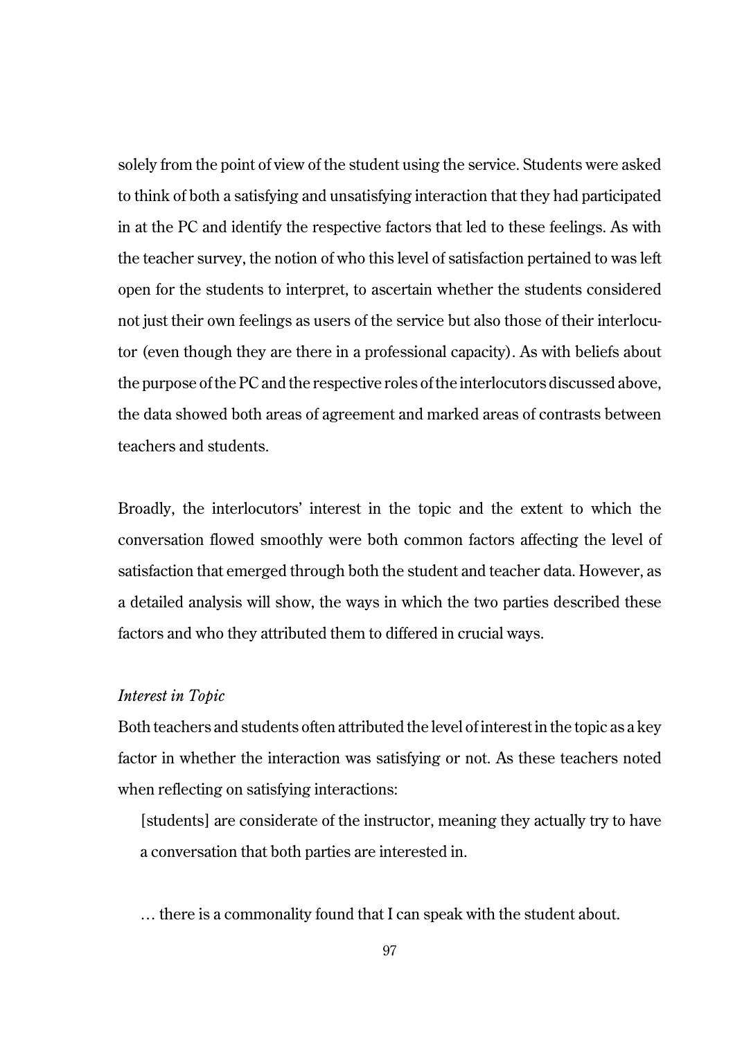solely from the point of view of the student using the service. Students were asked to think of both a satisfying and unsatisfying interaction that they had participated in at the PC and identify the respective factors that led to these feelings. As with the teacher survey, the notion of who this level of satisfaction pertained to was left open for the students to interpret, to ascertain whether the students considered not just their own feelings as users of the service but also those of their interlocutor (even though they are there in a professional capacity). As with beliefs about the purpose of the PC and the respective roles of the interlocutors discussed above, the data showed both areas of agreement and marked areas of contrasts between teachers and students.

Broadly, the interlocutors' interest in the topic and the extent to which the conversation flowed smoothly were both common factors affecting the level of satisfaction that emerged through both the student and teacher data. However, as a detailed analysis will show, the ways in which the two parties described these factors and who they attributed them to differed in crucial ways.

*Interest in Topic*

Both teachers and students often attributed the level of interest in the topic as a key factor in whether the interaction was satisfying or not. As these teachers noted when reflecting on satisfying interactions:

> [students] are considerate of the instructor, meaning they actually try to have a conversation that both parties are interested in.

> … there is a commonality found that I can speak with the student about.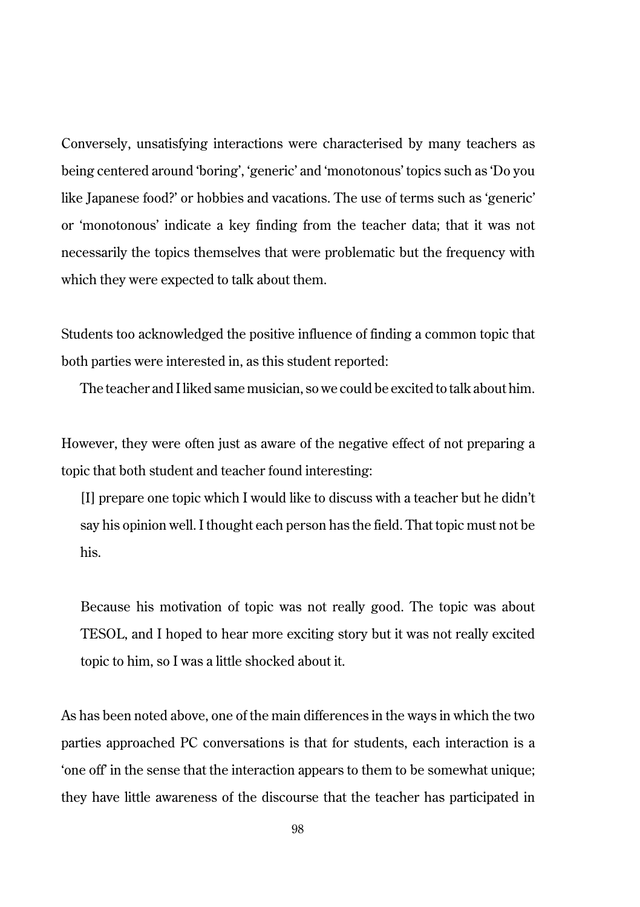Conversely, unsatisfying interactions were characterised by many teachers as being centered around 'boring', 'generic' and 'monotonous' topics such as 'Do you like Japanese food?' or hobbies and vacations. The use of terms such as 'generic' or 'monotonous' indicate a key finding from the teacher data; that it was not necessarily the topics themselves that were problematic but the frequency with which they were expected to talk about them.

Students too acknowledged the positive influence of finding a common topic that both parties were interested in, as this student reported:

> The teacher and I liked same musician, so we could be excited to talk about him.

However, they were often just as aware of the negative effect of not preparing a topic that both student and teacher found interesting:

> [I] prepare one topic which I would like to discuss with a teacher but he didn't say his opinion well. I thought each person has the field. That topic must not be his.

> Because his motivation of topic was not really good. The topic was about TESOL, and I hoped to hear more exciting story but it was not really excited topic to him, so I was a little shocked about it.

As has been noted above, one of the main differences in the ways in which the two parties approached PC conversations is that for students, each interaction is a 'one off' in the sense that the interaction appears to them to be somewhat unique; they have little awareness of the discourse that the teacher has participated in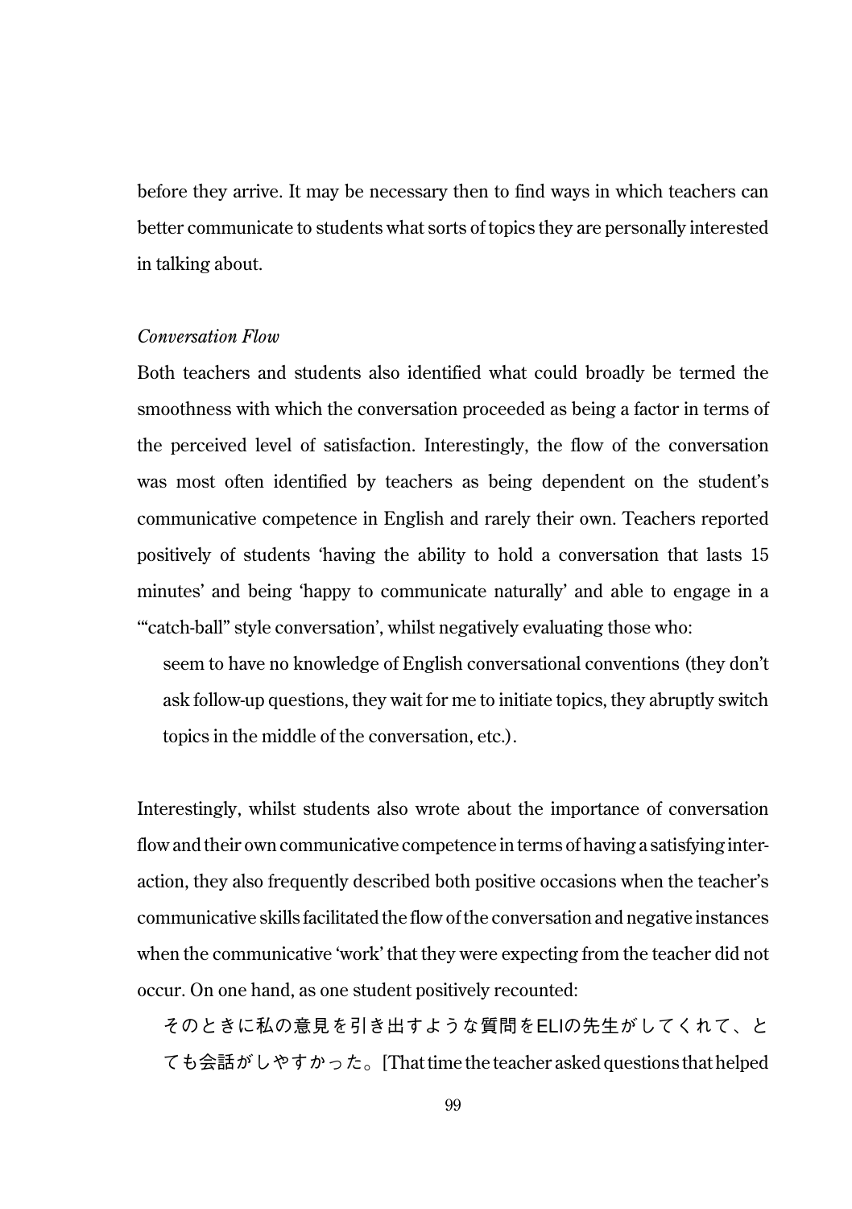before they arrive. It may be necessary then to find ways in which teachers can better communicate to students what sorts of topics they are personally interested in talking about.

*Conversation Flow*

Both teachers and students also identified what could broadly be termed the smoothness with which the conversation proceeded as being a factor in terms of the perceived level of satisfaction. Interestingly, the flow of the conversation was most often identified by teachers as being dependent on the student's communicative competence in English and rarely their own. Teachers reported positively of students 'having the ability to hold a conversation that lasts 15 minutes' and being 'happy to communicate naturally' and able to engage in a '"catch-ball" style conversation', whilst negatively evaluating those who:

> seem to have no knowledge of English conversational conventions (they don't ask follow-up questions, they wait for me to initiate topics, they abruptly switch topics in the middle of the conversation, etc.).

Interestingly, whilst students also wrote about the importance of conversation flow and their own communicative competence in terms of having a satisfying interaction, they also frequently described both positive occasions when the teacher's communicative skills facilitated the flow of the conversation and negative instances when the communicative 'work' that they were expecting from the teacher did not occur. On one hand, as one student positively recounted:

> そのときに私の意見を引き出すような質問をELIの先生がしてくれて、とても会話がしやすかった。[That time the teacher asked questions that helped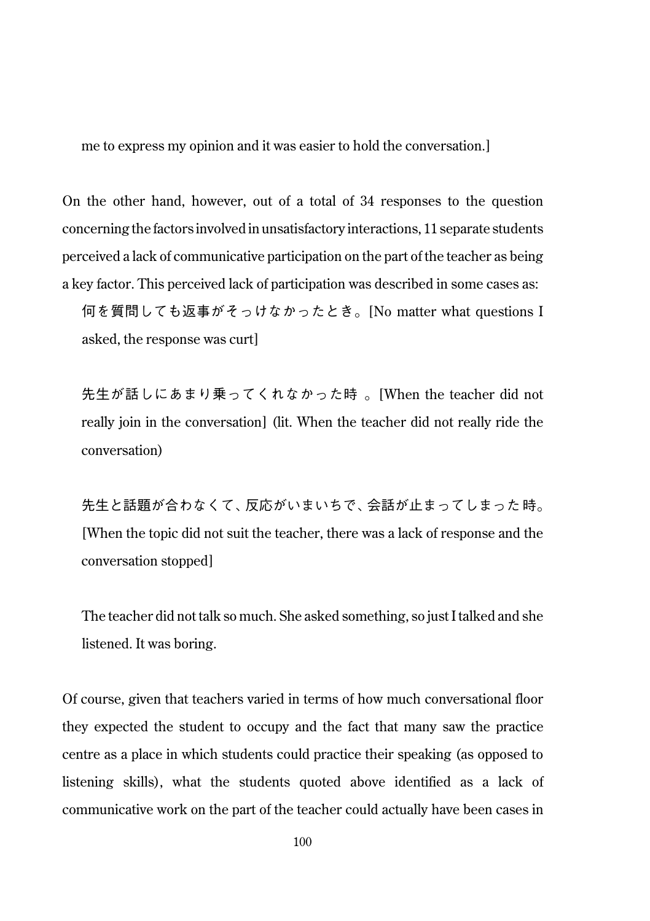me to express my opinion and it was easier to hold the conversation.]

On the other hand, however, out of a total of 34 responses to the question concerning the factors involved in unsatisfactory interactions, 11 separate students perceived a lack of communicative participation on the part of the teacher as being a key factor. This perceived lack of participation was described in some cases as:

> 何を質問しても返事がそっけなかったとき。[No matter what questions I asked, the response was curt]
>
> 先生が話しにあまり乗ってくれなかった時 。[When the teacher did not really join in the conversation] (lit. When the teacher did not really ride the conversation)
>
> 先生と話題が合わなくて、反応がいまいちで、会話が止まってしまった時。[When the topic did not suit the teacher, there was a lack of response and the conversation stopped]
>
> The teacher did not talk so much. She asked something, so just I talked and she listened. It was boring.

Of course, given that teachers varied in terms of how much conversational floor they expected the student to occupy and the fact that many saw the practice centre as a place in which students could practice their speaking (as opposed to listening skills), what the students quoted above identified as a lack of communicative work on the part of the teacher could actually have been cases in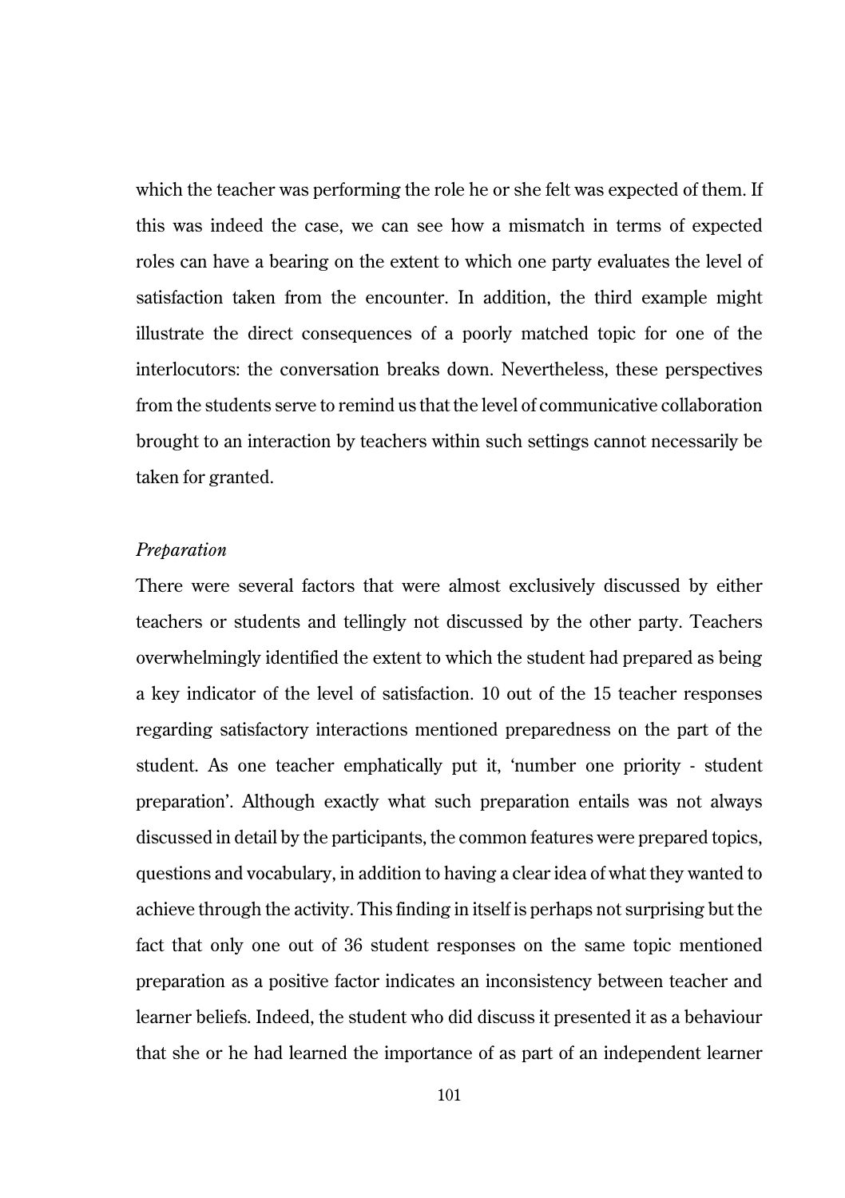which the teacher was performing the role he or she felt was expected of them. If this was indeed the case, we can see how a mismatch in terms of expected roles can have a bearing on the extent to which one party evaluates the level of satisfaction taken from the encounter. In addition, the third example might illustrate the direct consequences of a poorly matched topic for one of the interlocutors: the conversation breaks down. Nevertheless, these perspectives from the students serve to remind us that the level of communicative collaboration brought to an interaction by teachers within such settings cannot necessarily be taken for granted.

*Preparation*

There were several factors that were almost exclusively discussed by either teachers or students and tellingly not discussed by the other party. Teachers overwhelmingly identified the extent to which the student had prepared as being a key indicator of the level of satisfaction. 10 out of the 15 teacher responses regarding satisfactory interactions mentioned preparedness on the part of the student. As one teacher emphatically put it, 'number one priority - student preparation'. Although exactly what such preparation entails was not always discussed in detail by the participants, the common features were prepared topics, questions and vocabulary, in addition to having a clear idea of what they wanted to achieve through the activity. This finding in itself is perhaps not surprising but the fact that only one out of 36 student responses on the same topic mentioned preparation as a positive factor indicates an inconsistency between teacher and learner beliefs. Indeed, the student who did discuss it presented it as a behaviour that she or he had learned the importance of as part of an independent learner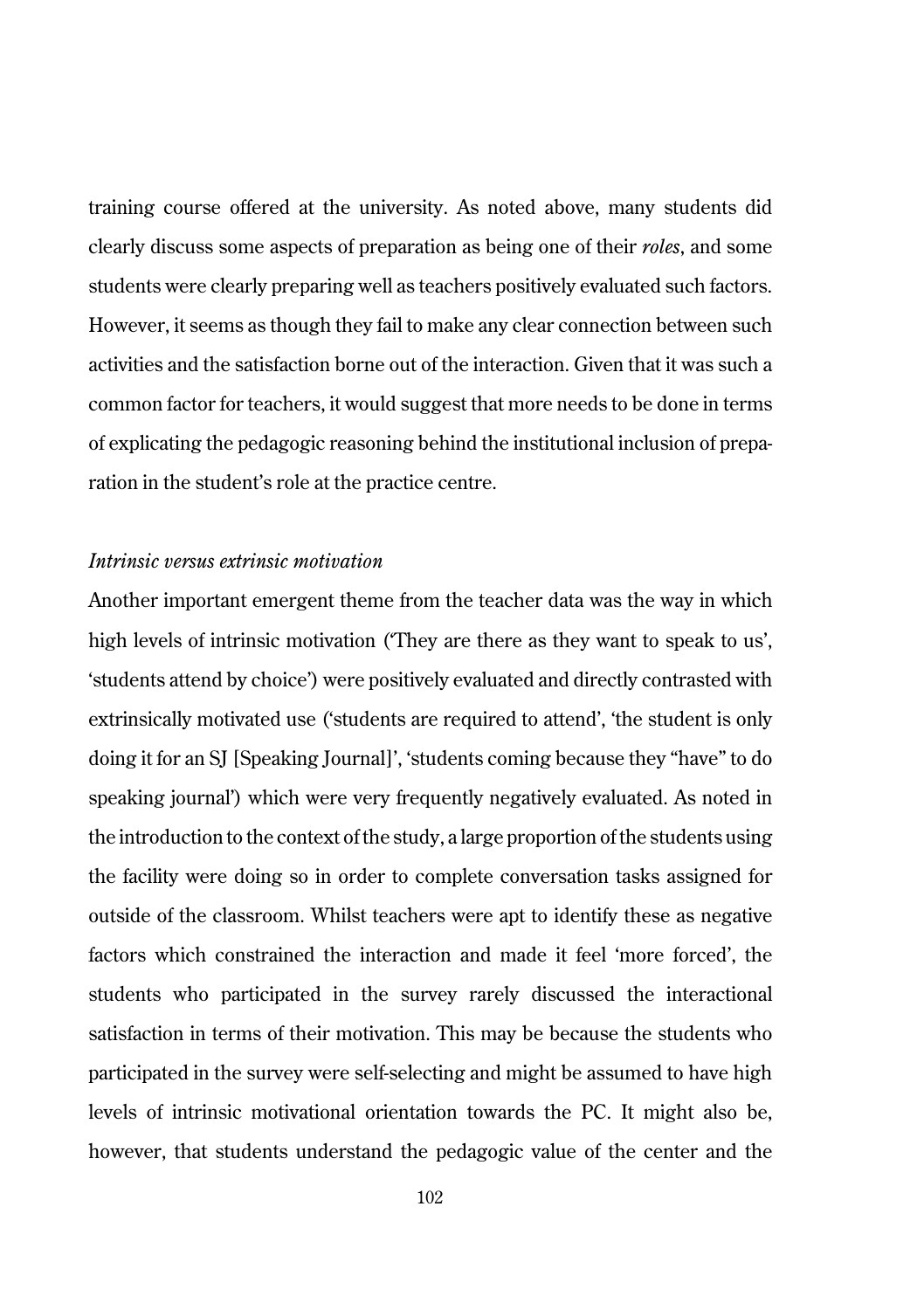training course offered at the university. As noted above, many students did clearly discuss some aspects of preparation as being one of their *roles*, and some students were clearly preparing well as teachers positively evaluated such factors. However, it seems as though they fail to make any clear connection between such activities and the satisfaction borne out of the interaction. Given that it was such a common factor for teachers, it would suggest that more needs to be done in terms of explicating the pedagogic reasoning behind the institutional inclusion of preparation in the student's role at the practice centre.

### *Intrinsic versus extrinsic motivation*

Another important emergent theme from the teacher data was the way in which high levels of intrinsic motivation ('They are there as they want to speak to us', 'students attend by choice') were positively evaluated and directly contrasted with extrinsically motivated use ('students are required to attend', 'the student is only doing it for an SJ [Speaking Journal]', 'students coming because they "have" to do speaking journal') which were very frequently negatively evaluated. As noted in the introduction to the context of the study, a large proportion of the students using the facility were doing so in order to complete conversation tasks assigned for outside of the classroom. Whilst teachers were apt to identify these as negative factors which constrained the interaction and made it feel 'more forced', the students who participated in the survey rarely discussed the interactional satisfaction in terms of their motivation. This may be because the students who participated in the survey were self-selecting and might be assumed to have high levels of intrinsic motivational orientation towards the PC. It might also be, however, that students understand the pedagogic value of the center and the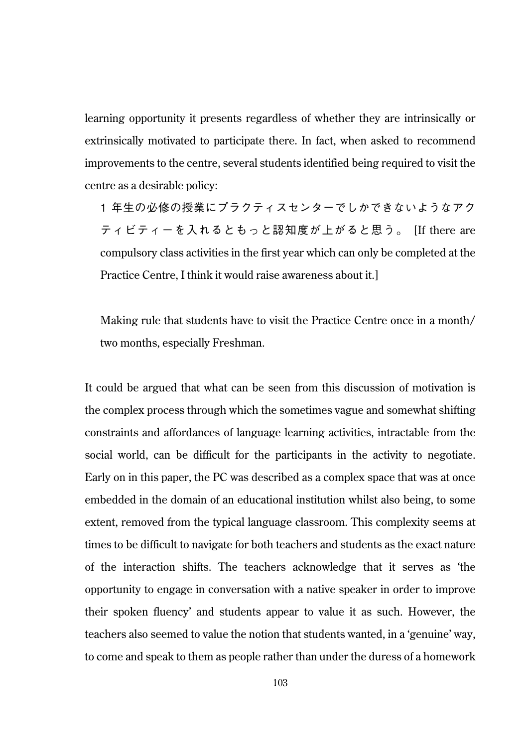learning opportunity it presents regardless of whether they are intrinsically or extrinsically motivated to participate there. In fact, when asked to recommend improvements to the centre, several students identified being required to visit the centre as a desirable policy:

> 1 年生の必修の授業にプラクティスセンターでしかできないようなアクティビティーを入れるともっと認知度が上がると思う。 [If there are compulsory class activities in the first year which can only be completed at the Practice Centre, I think it would raise awareness about it.]
>
> Making rule that students have to visit the Practice Centre once in a month/ two months, especially Freshman.

It could be argued that what can be seen from this discussion of motivation is the complex process through which the sometimes vague and somewhat shifting constraints and affordances of language learning activities, intractable from the social world, can be difficult for the participants in the activity to negotiate. Early on in this paper, the PC was described as a complex space that was at once embedded in the domain of an educational institution whilst also being, to some extent, removed from the typical language classroom. This complexity seems at times to be difficult to navigate for both teachers and students as the exact nature of the interaction shifts. The teachers acknowledge that it serves as 'the opportunity to engage in conversation with a native speaker in order to improve their spoken fluency' and students appear to value it as such. However, the teachers also seemed to value the notion that students wanted, in a 'genuine' way, to come and speak to them as people rather than under the duress of a homework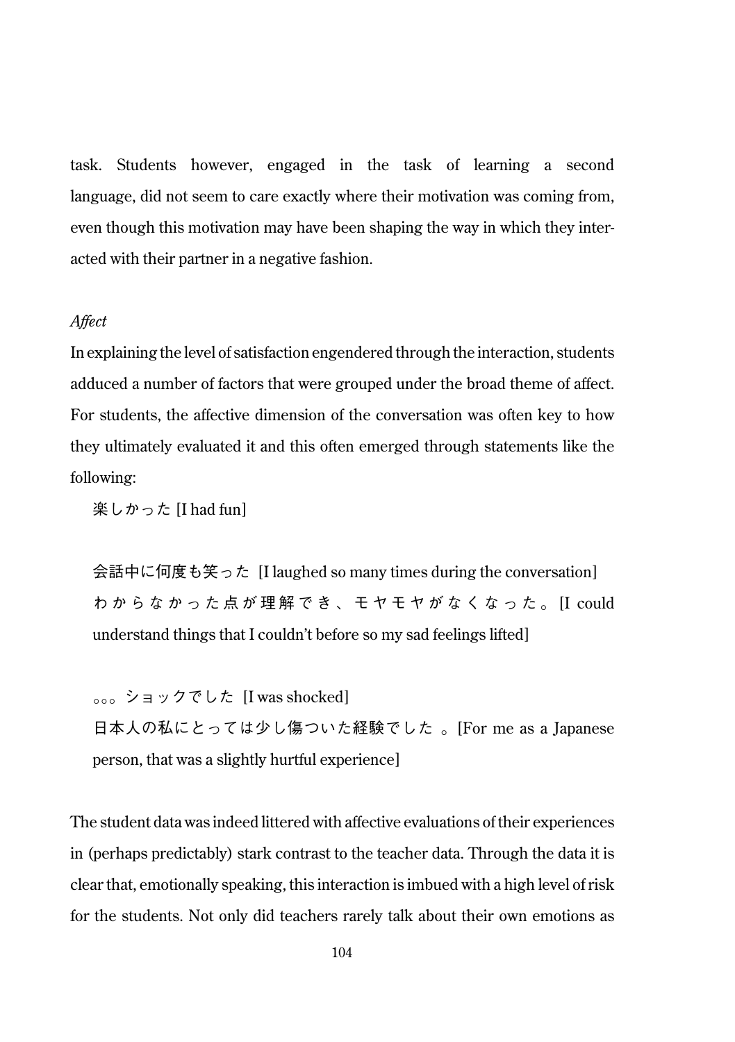task. Students however, engaged in the task of learning a second language, did not seem to care exactly where their motivation was coming from, even though this motivation may have been shaping the way in which they interacted with their partner in a negative fashion.

*Affect*

In explaining the level of satisfaction engendered through the interaction, students adduced a number of factors that were grouped under the broad theme of affect. For students, the affective dimension of the conversation was often key to how they ultimately evaluated it and this often emerged through statements like the following:

楽しかった [I had fun]

会話中に何度も笑った [I laughed so many times during the conversation]

わからなかった点が理解でき、モヤモヤがなくなった。[I could understand things that I couldn't before so my sad feelings lifted]

。。。ショックでした [I was shocked]

日本人の私にとっては少し傷ついた経験でした 。[For me as a Japanese person, that was a slightly hurtful experience]

The student data was indeed littered with affective evaluations of their experiences in (perhaps predictably) stark contrast to the teacher data. Through the data it is clear that, emotionally speaking, this interaction is imbued with a high level of risk for the students. Not only did teachers rarely talk about their own emotions as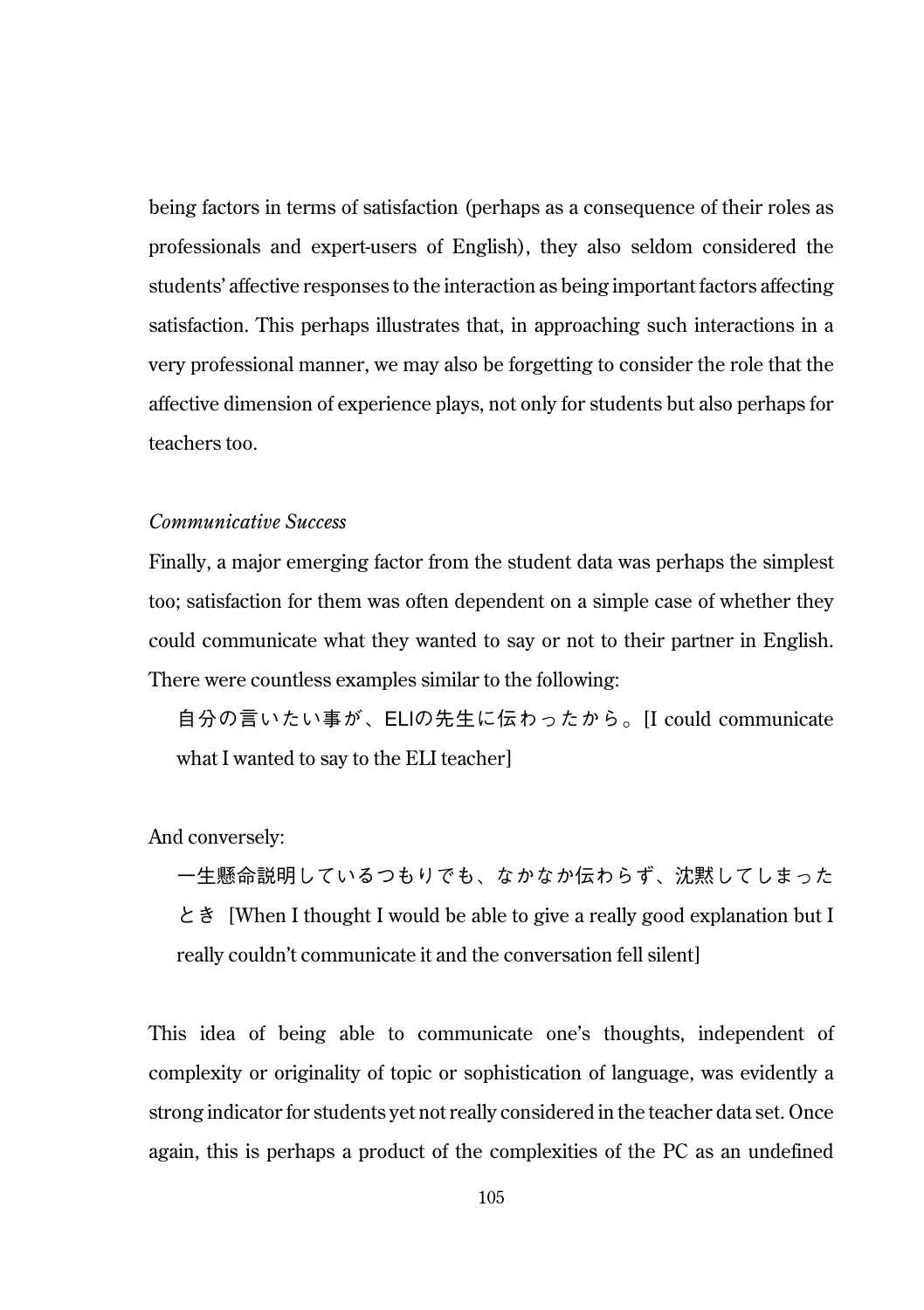being factors in terms of satisfaction (perhaps as a consequence of their roles as professionals and expert-users of English), they also seldom considered the students' affective responses to the interaction as being important factors affecting satisfaction. This perhaps illustrates that, in approaching such interactions in a very professional manner, we may also be forgetting to consider the role that the affective dimension of experience plays, not only for students but also perhaps for teachers too.

*Communicative Success*

Finally, a major emerging factor from the student data was perhaps the simplest too; satisfaction for them was often dependent on a simple case of whether they could communicate what they wanted to say or not to their partner in English. There were countless examples similar to the following:

> 自分の言いたい事が、ELIの先生に伝わったから。[I could communicate what I wanted to say to the ELI teacher]

And conversely:

> 一生懸命説明しているつもりでも、なかなか伝わらず、沈黙してしまったとき [When I thought I would be able to give a really good explanation but I really couldn't communicate it and the conversation fell silent]

This idea of being able to communicate one's thoughts, independent of complexity or originality of topic or sophistication of language, was evidently a strong indicator for students yet not really considered in the teacher data set. Once again, this is perhaps a product of the complexities of the PC as an undefined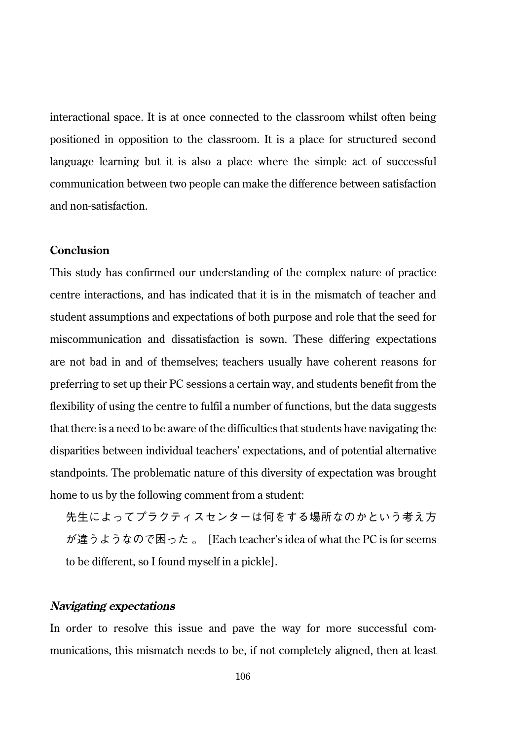interactional space. It is at once connected to the classroom whilst often being positioned in opposition to the classroom. It is a place for structured second language learning but it is also a place where the simple act of successful communication between two people can make the difference between satisfaction and non-satisfaction.

## Conclusion

This study has confirmed our understanding of the complex nature of practice centre interactions, and has indicated that it is in the mismatch of teacher and student assumptions and expectations of both purpose and role that the seed for miscommunication and dissatisfaction is sown. These differing expectations are not bad in and of themselves; teachers usually have coherent reasons for preferring to set up their PC sessions a certain way, and students benefit from the flexibility of using the centre to fulfil a number of functions, but the data suggests that there is a need to be aware of the difficulties that students have navigating the disparities between individual teachers' expectations, and of potential alternative standpoints. The problematic nature of this diversity of expectation was brought home to us by the following comment from a student:

> 先生によってプラクティスセンターは何をする場所なのかという考え方が違うようなので困った。 [Each teacher's idea of what the PC is for seems to be different, so I found myself in a pickle].

### *Navigating expectations*

In order to resolve this issue and pave the way for more successful communications, this mismatch needs to be, if not completely aligned, then at least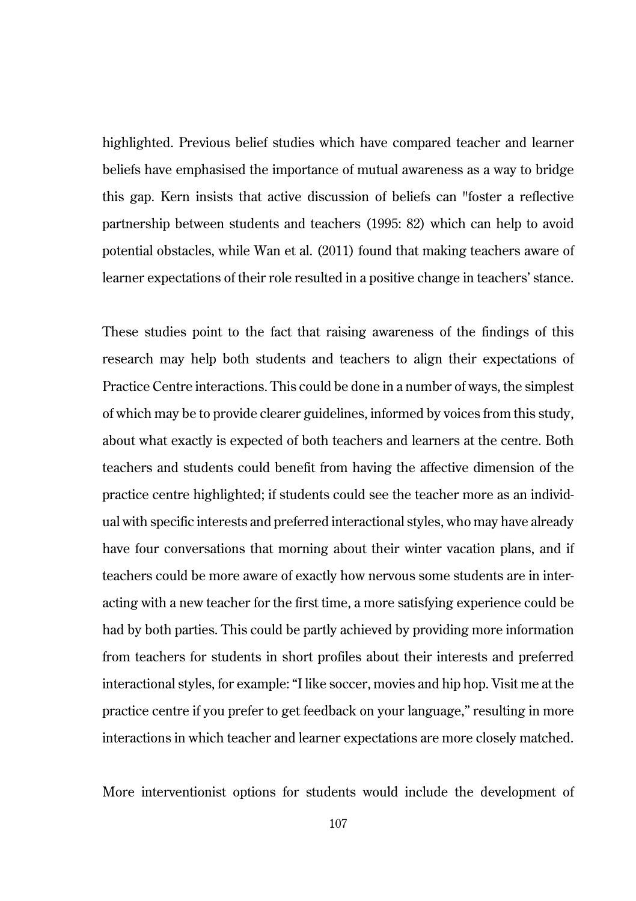highlighted. Previous belief studies which have compared teacher and learner beliefs have emphasised the importance of mutual awareness as a way to bridge this gap. Kern insists that active discussion of beliefs can "foster a reflective partnership between students and teachers (1995: 82) which can help to avoid potential obstacles, while Wan et al. (2011) found that making teachers aware of learner expectations of their role resulted in a positive change in teachers' stance.

These studies point to the fact that raising awareness of the findings of this research may help both students and teachers to align their expectations of Practice Centre interactions. This could be done in a number of ways, the simplest of which may be to provide clearer guidelines, informed by voices from this study, about what exactly is expected of both teachers and learners at the centre. Both teachers and students could benefit from having the affective dimension of the practice centre highlighted; if students could see the teacher more as an individual with specific interests and preferred interactional styles, who may have already have four conversations that morning about their winter vacation plans, and if teachers could be more aware of exactly how nervous some students are in interacting with a new teacher for the first time, a more satisfying experience could be had by both parties. This could be partly achieved by providing more information from teachers for students in short profiles about their interests and preferred interactional styles, for example: "I like soccer, movies and hip hop. Visit me at the practice centre if you prefer to get feedback on your language," resulting in more interactions in which teacher and learner expectations are more closely matched.

More interventionist options for students would include the development of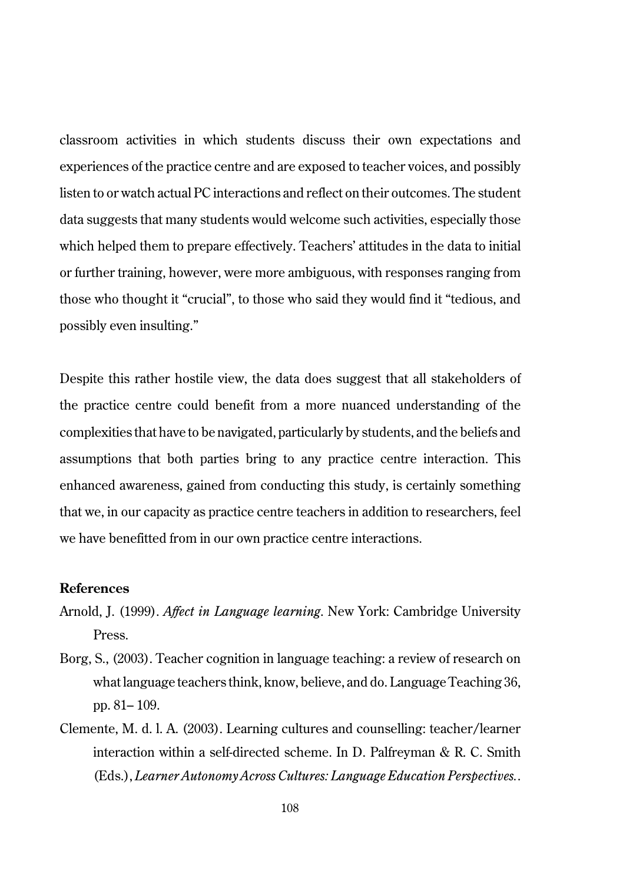classroom activities in which students discuss their own expectations and experiences of the practice centre and are exposed to teacher voices, and possibly listen to or watch actual PC interactions and reflect on their outcomes. The student data suggests that many students would welcome such activities, especially those which helped them to prepare effectively. Teachers' attitudes in the data to initial or further training, however, were more ambiguous, with responses ranging from those who thought it "crucial", to those who said they would find it "tedious, and possibly even insulting."

Despite this rather hostile view, the data does suggest that all stakeholders of the practice centre could benefit from a more nuanced understanding of the complexities that have to be navigated, particularly by students, and the beliefs and assumptions that both parties bring to any practice centre interaction. This enhanced awareness, gained from conducting this study, is certainly something that we, in our capacity as practice centre teachers in addition to researchers, feel we have benefitted from in our own practice centre interactions.

**References**

Arnold, J. (1999). *Affect in Language learning*. New York: Cambridge University Press.

Borg, S., (2003). Teacher cognition in language teaching: a review of research on what language teachers think, know, believe, and do. Language Teaching 36, pp. 81– 109.

Clemente, M. d. l. A. (2003). Learning cultures and counselling: teacher/learner interaction within a self-directed scheme. In D. Palfreyman & R. C. Smith (Eds.), *Learner Autonomy Across Cultures: Language Education Perspectives.*.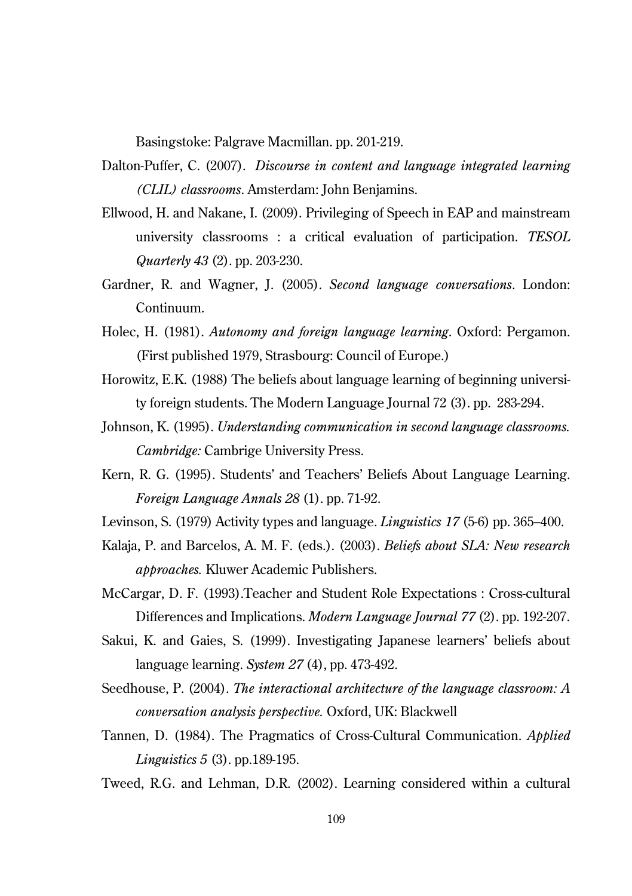Basingstoke: Palgrave Macmillan. pp. 201-219.

Dalton-Puffer, C. (2007). *Discourse in content and language integrated learning (CLIL) classrooms*. Amsterdam: John Benjamins.

Ellwood, H. and Nakane, I. (2009). Privileging of Speech in EAP and mainstream university classrooms : a critical evaluation of participation. *TESOL Quarterly 43* (2). pp. 203-230.

Gardner, R. and Wagner, J. (2005). *Second language conversations*. London: Continuum.

Holec, H. (1981). *Autonomy and foreign language learning*. Oxford: Pergamon. (First published 1979, Strasbourg: Council of Europe.)

Horowitz, E.K. (1988) The beliefs about language learning of beginning university foreign students. The Modern Language Journal 72 (3). pp. 283-294.

Johnson, K. (1995). *Understanding communication in second language classrooms. Cambridge:* Cambrige University Press.

Kern, R. G. (1995). Students' and Teachers' Beliefs About Language Learning. *Foreign Language Annals 28* (1). pp. 71-92.

Levinson, S. (1979) Activity types and language. *Linguistics 17* (5-6) pp. 365–400.

Kalaja, P. and Barcelos, A. M. F. (eds.). (2003). *Beliefs about SLA: New research approaches.* Kluwer Academic Publishers.

McCargar, D. F. (1993).Teacher and Student Role Expectations : Cross-cultural Differences and Implications. *Modern Language Journal 77* (2). pp. 192-207.

Sakui, K. and Gaies, S. (1999). Investigating Japanese learners' beliefs about language learning. *System 27* (4), pp. 473-492.

Seedhouse, P. (2004). *The interactional architecture of the language classroom: A conversation analysis perspective.* Oxford, UK: Blackwell

Tannen, D. (1984). The Pragmatics of Cross-Cultural Communication. *Applied Linguistics 5* (3). pp.189-195.

Tweed, R.G. and Lehman, D.R. (2002). Learning considered within a cultural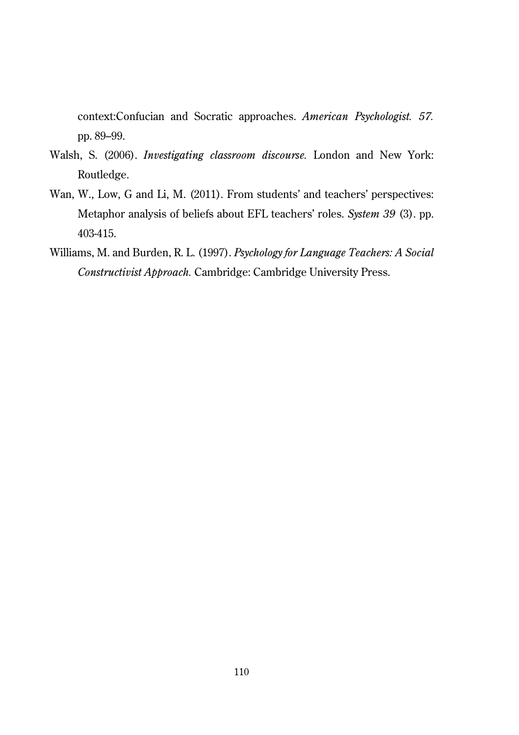context:Confucian and Socratic approaches. *American Psychologist. 57.* pp. 89–99.

Walsh, S. (2006). *Investigating classroom discourse.* London and New York: Routledge.

Wan, W., Low, G and Li, M. (2011). From students' and teachers' perspectives: Metaphor analysis of beliefs about EFL teachers' roles. *System 39* (3). pp. 403-415.

Williams, M. and Burden, R. L. (1997). *Psychology for Language Teachers: A Social Constructivist Approach.* Cambridge: Cambridge University Press.